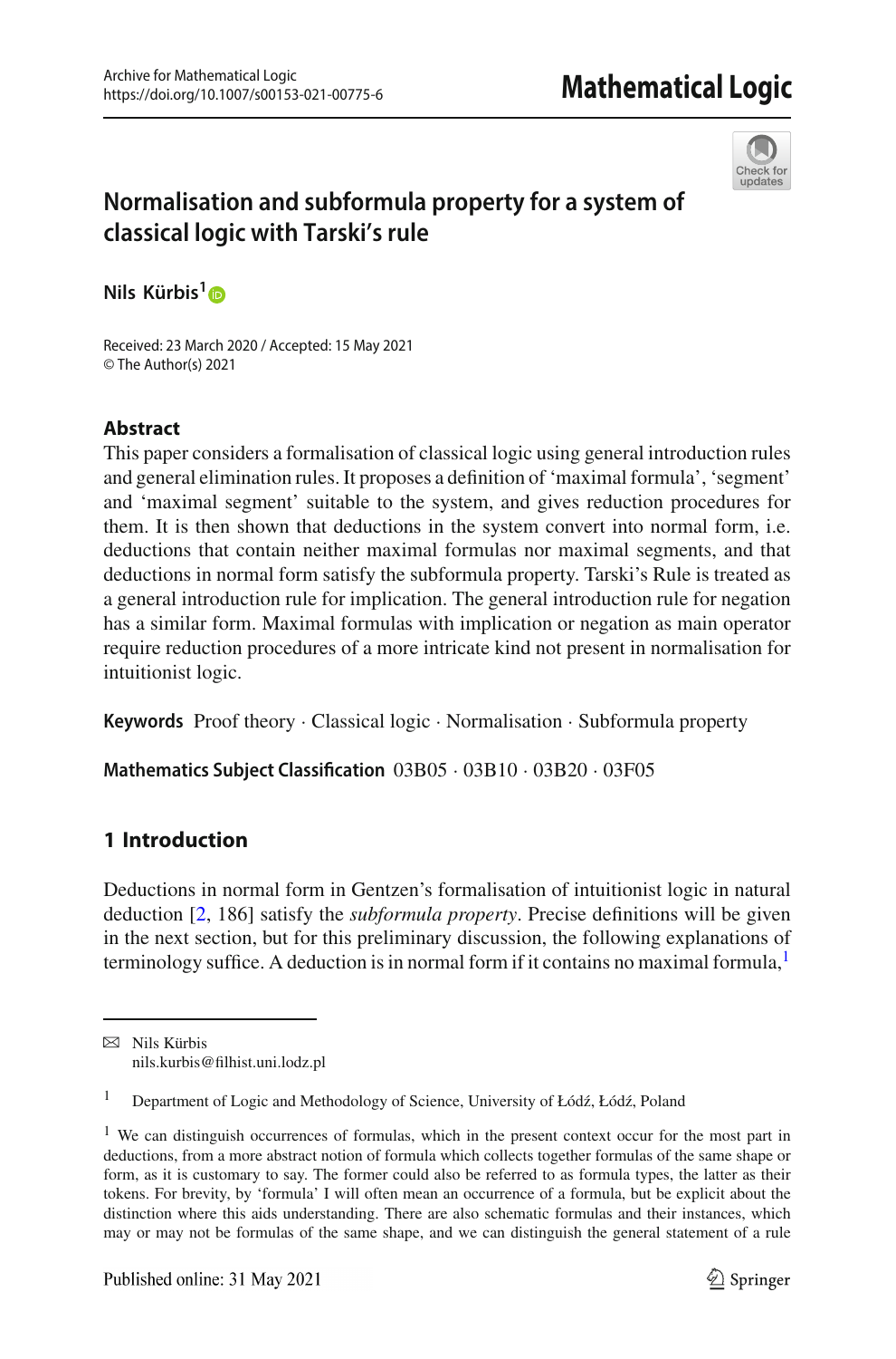# Normalisation and subformula property for a system of classical logic with Tarski's rule

**Nils Kürbis**[1]

Received: 23 March 2020 / Accepted: 15 May 2021
© The Author(s) 2021

## Abstract

This paper considers a formalisation of classical logic using general introduction rules and general elimination rules. It proposes a definition of 'maximal formula', 'segment' and 'maximal segment' suitable to the system, and gives reduction procedures for them. It is then shown that deductions in the system convert into normal form, i.e. deductions that contain neither maximal formulas nor maximal segments, and that deductions in normal form satisfy the subformula property. Tarski's Rule is treated as a general introduction rule for implication. The general introduction rule for negation has a similar form. Maximal formulas with implication or negation as main operator require reduction procedures of a more intricate kind not present in normalisation for intuitionist logic.

**Keywords** Proof theory · Classical logic · Normalisation · Subformula property

**Mathematics Subject Classification** 03B05 · 03B10 · 03B20 · 03F05

## 1 Introduction

Deductions in normal form in Gentzen's formalisation of intuitionist logic in natural deduction [2, 186] satisfy the *subformula property*. Precise definitions will be given in the next section, but for this preliminary discussion, the following explanations of terminology suffice. A deduction is in normal form if it contains no maximal formula,[1]

---

✉ Nils Kürbis
nils.kurbis@filhist.uni.lodz.pl

[1] Department of Logic and Methodology of Science, University of Łódź, Łódź, Poland

[1] We can distinguish occurrences of formulas, which in the present context occur for the most part in deductions, from a more abstract notion of formula which collects together formulas of the same shape or form, as it is customary to say. The former could also be referred to as formula types, the latter as their tokens. For brevity, by 'formula' I will often mean an occurrence of a formula, but be explicit about the distinction where this aids understanding. There are also schematic formulas and their instances, which may or may not be formulas of the same shape, and we can distinguish the general statement of a rule

Published online: 31 May 2021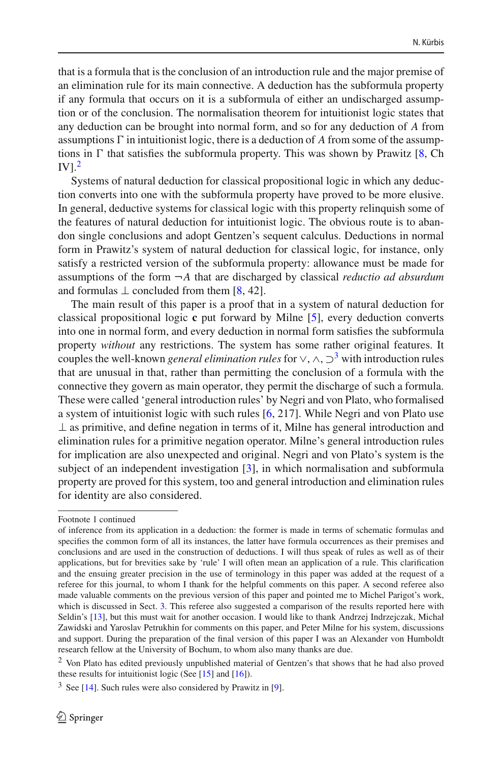that is a formula that is the conclusion of an introduction rule and the major premise of an elimination rule for its main connective. A deduction has the subformula property if any formula that occurs on it is a subformula of either an undischarged assumption or of the conclusion. The normalisation theorem for intuitionist logic states that any deduction can be brought into normal form, and so for any deduction of $A$ from assumptions $\Gamma$ in intuitionist logic, there is a deduction of $A$ from some of the assumptions in $\Gamma$ that satisfies the subformula property. This was shown by Prawitz [8, Ch IV].[2]

Systems of natural deduction for classical propositional logic in which any deduction converts into one with the subformula property have proved to be more elusive. In general, deductive systems for classical logic with this property relinquish some of the features of natural deduction for intuitionist logic. The obvious route is to abandon single conclusions and adopt Gentzen's sequent calculus. Deductions in normal form in Prawitz's system of natural deduction for classical logic, for instance, only satisfy a restricted version of the subformula property: allowance must be made for assumptions of the form $\neg A$ that are discharged by classical *reductio ad absurdum* and formulas $\bot$ concluded from them [8, 42].

The main result of this paper is a proof that in a system of natural deduction for classical propositional logic **c** put forward by Milne [5], every deduction converts into one in normal form, and every deduction in normal form satisfies the subformula property *without* any restrictions. The system has some rather original features. It couples the well-known *general elimination rules* for $\vee, \wedge, \supset$[3] with introduction rules that are unusual in that, rather than permitting the conclusion of a formula with the connective they govern as main operator, they permit the discharge of such a formula. These were called 'general introduction rules' by Negri and von Plato, who formalised a system of intuitionist logic with such rules [6, 217]. While Negri and von Plato use $\bot$ as primitive, and define negation in terms of it, Milne has general introduction and elimination rules for a primitive negation operator. Milne's general introduction rules for implication are also unexpected and original. Negri and von Plato's system is the subject of an independent investigation [3], in which normalisation and subformula property are proved for this system, too and general introduction and elimination rules for identity are also considered.

---

Footnote 1 continued

of inference from its application in a deduction: the former is made in terms of schematic formulas and specifies the common form of all its instances, the latter have formula occurrences as their premises and conclusions and are used in the construction of deductions. I will thus speak of rules as well as of their applications, but for brevities sake by 'rule' I will often mean an application of a rule. This clarification and the ensuing greater precision in the use of terminology in this paper was added at the request of a referee for this journal, to whom I thank for the helpful comments on this paper. A second referee also made valuable comments on the previous version of this paper and pointed me to Michel Parigot's work, which is discussed in Sect. 3. This referee also suggested a comparison of the results reported here with Seldin's [13], but this must wait for another occasion. I would like to thank Andrzej Indrzejczak, Michał Zawidski and Yaroslav Petrukhin for comments on this paper, and Peter Milne for his system, discussions and support. During the preparation of the final version of this paper I was an Alexander von Humboldt research fellow at the University of Bochum, to whom also many thanks are due.

[2] Von Plato has edited previously unpublished material of Gentzen's that shows that he had also proved these results for intuitionist logic (See [15] and [16]).

[3] See [14]. Such rules were also considered by Prawitz in [9].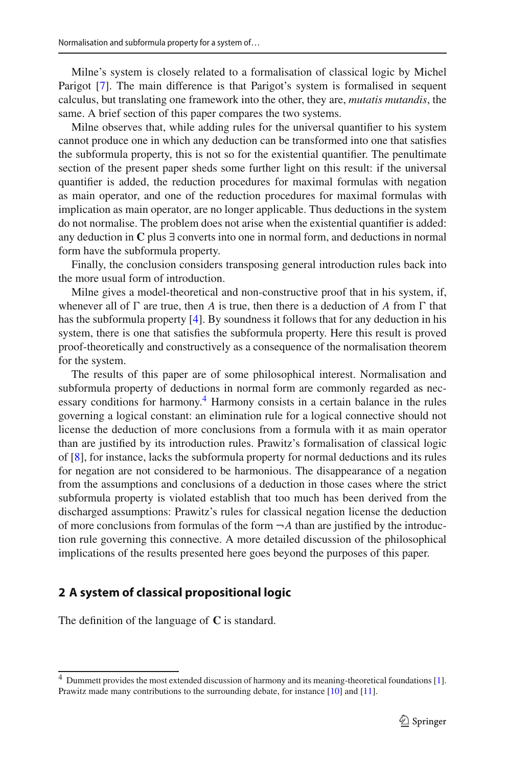Milne's system is closely related to a formalisation of classical logic by Michel Parigot [7]. The main difference is that Parigot's system is formalised in sequent calculus, but translating one framework into the other, they are, *mutatis mutandis*, the same. A brief section of this paper compares the two systems.

Milne observes that, while adding rules for the universal quantifier to his system cannot produce one in which any deduction can be transformed into one that satisfies the subformula property, this is not so for the existential quantifier. The penultimate section of the present paper sheds some further light on this result: if the universal quantifier is added, the reduction procedures for maximal formulas with negation as main operator, and one of the reduction procedures for maximal formulas with implication as main operator, are no longer applicable. Thus deductions in the system do not normalise. The problem does not arise when the existential quantifier is added: any deduction in **C** plus $\exists$ converts into one in normal form, and deductions in normal form have the subformula property.

Finally, the conclusion considers transposing general introduction rules back into the more usual form of introduction.

Milne gives a model-theoretical and non-constructive proof that in his system, if, whenever all of $\Gamma$ are true, then $A$ is true, then there is a deduction of $A$ from $\Gamma$ that has the subformula property [4]. By soundness it follows that for any deduction in his system, there is one that satisfies the subformula property. Here this result is proved proof-theoretically and constructively as a consequence of the normalisation theorem for the system.

The results of this paper are of some philosophical interest. Normalisation and subformula property of deductions in normal form are commonly regarded as necessary conditions for harmony.[4] Harmony consists in a certain balance in the rules governing a logical constant: an elimination rule for a logical connective should not license the deduction of more conclusions from a formula with it as main operator than are justified by its introduction rules. Prawitz's formalisation of classical logic of [8], for instance, lacks the subformula property for normal deductions and its rules for negation are not considered to be harmonious. The disappearance of a negation from the assumptions and conclusions of a deduction in those cases where the strict subformula property is violated establish that too much has been derived from the discharged assumptions: Prawitz's rules for classical negation license the deduction of more conclusions from formulas of the form $\neg A$ than are justified by the introduction rule governing this connective. A more detailed discussion of the philosophical implications of the results presented here goes beyond the purposes of this paper.

## 2 A system of classical propositional logic

The definition of the language of **C** is standard.

---

[4] Dummett provides the most extended discussion of harmony and its meaning-theoretical foundations [1]. Prawitz made many contributions to the surrounding debate, for instance [10] and [11].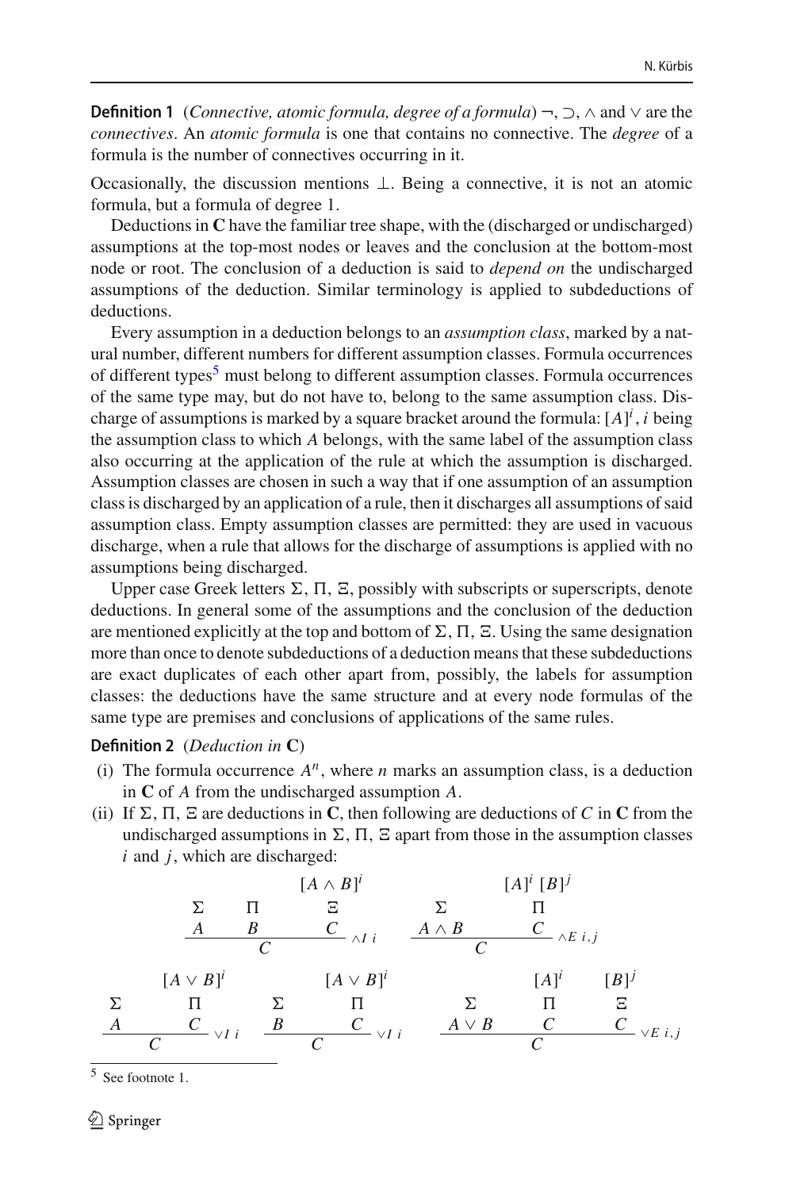**Definition 1** (*Connective, atomic formula, degree of a formula*) $\neg$, $\supset$, $\wedge$ and $\vee$ are the *connectives*. An *atomic formula* is one that contains no connective. The *degree* of a formula is the number of connectives occurring in it.

Occasionally, the discussion mentions $\bot$. Being a connective, it is not an atomic formula, but a formula of degree 1.

Deductions in **C** have the familiar tree shape, with the (discharged or undischarged) assumptions at the top-most nodes or leaves and the conclusion at the bottom-most node or root. The conclusion of a deduction is said to *depend on* the undischarged assumptions of the deduction. Similar terminology is applied to subdeductions of deductions.

Every assumption in a deduction belongs to an *assumption class*, marked by a natural number, different numbers for different assumption classes. Formula occurrences of different types[5] must belong to different assumption classes. Formula occurrences of the same type may, but do not have to, belong to the same assumption class. Discharge of assumptions is marked by a square bracket around the formula: $[A]^i$, $i$ being the assumption class to which $A$ belongs, with the same label of the assumption class also occurring at the application of the rule at which the assumption is discharged. Assumption classes are chosen in such a way that if one assumption of an assumption class is discharged by an application of a rule, then it discharges all assumptions of said assumption class. Empty assumption classes are permitted: they are used in vacuous discharge, when a rule that allows for the discharge of assumptions is applied with no assumptions being discharged.

Upper case Greek letters $\Sigma$, $\Pi$, $\Xi$, possibly with subscripts or superscripts, denote deductions. In general some of the assumptions and the conclusion of the deduction are mentioned explicitly at the top and bottom of $\Sigma$, $\Pi$, $\Xi$. Using the same designation more than once to denote subdeductions of a deduction means that these subdeductions are exact duplicates of each other apart from, possibly, the labels for assumption classes: the deductions have the same structure and at every node formulas of the same type are premises and conclusions of applications of the same rules.

**Definition 2** (*Deduction in* **C**)

(i) The formula occurrence $A^n$, where $n$ marks an assumption class, is a deduction in **C** of $A$ from the undischarged assumption $A$.

(ii) If $\Sigma$, $\Pi$, $\Xi$ are deductions in **C**, then following are deductions of $C$ in **C** from the undischarged assumptions in $\Sigma$, $\Pi$, $\Xi$ apart from those in the assumption classes $i$ and $j$, which are discharged:

$$
\dfrac{\begin{matrix}\Sigma \\ A\end{matrix} \quad \begin{matrix}\Pi \\ B\end{matrix} \quad \begin{matrix}[A \wedge B]^i \\ \Xi \\ C\end{matrix}}{C}\wedge I\ i
\qquad
\dfrac{\begin{matrix}\Sigma \\ A \wedge B\end{matrix} \quad \begin{matrix}[A]^i\ [B]^j \\ \Pi \\ C\end{matrix}}{C}\wedge E\ i,j
$$

$$
\dfrac{\begin{matrix}\Sigma \\ A\end{matrix} \quad \begin{matrix}[A \vee B]^i \\ \Pi \\ C\end{matrix}}{C}\vee I\ i
\qquad
\dfrac{\begin{matrix}\Sigma \\ B\end{matrix} \quad \begin{matrix}[A \vee B]^i \\ \Pi \\ C\end{matrix}}{C}\vee I\ i
\qquad
\dfrac{\begin{matrix}\Sigma \\ A \vee B\end{matrix} \quad \begin{matrix}[A]^i \\ \Pi \\ C\end{matrix} \quad \begin{matrix}[B]^j \\ \Xi \\ C\end{matrix}}{C}\vee E\ i,j
$$

[5] See footnote 1.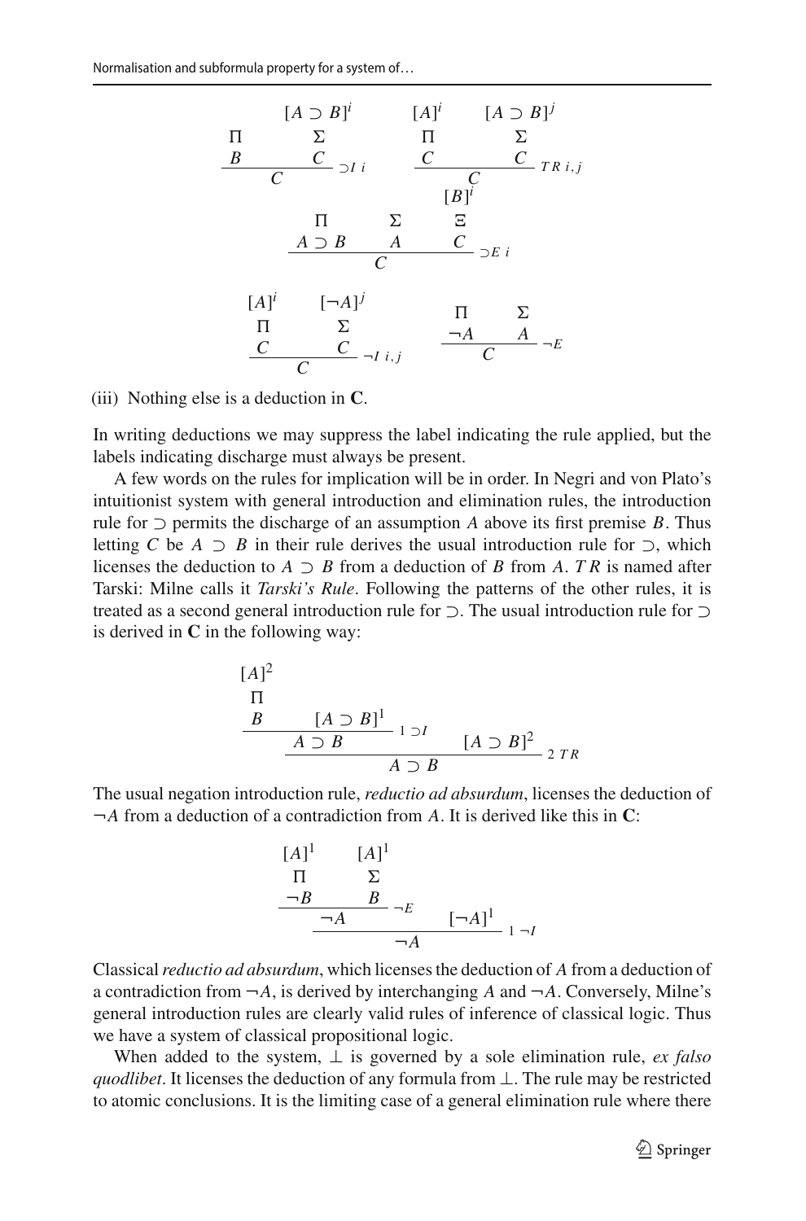$$
\dfrac{\begin{matrix} \Pi \\ B \end{matrix} \qquad \begin{matrix} [A \supset B]^i \\ \Sigma \\ C \end{matrix}}{C} \supset I\ i
\qquad
\dfrac{\begin{matrix} [A]^i \\ \Pi \\ C \end{matrix} \qquad \begin{matrix} [A \supset B]^j \\ \Sigma \\ C \end{matrix}}{C} \; TR\ i,j
$$

$$
\dfrac{\begin{matrix} \Pi \\ A \supset B \end{matrix} \qquad \begin{matrix} \Sigma \\ A \end{matrix} \qquad \begin{matrix} [B]^i \\ \Xi \\ C \end{matrix}}{C} \supset E\ i
$$

$$
\dfrac{\begin{matrix} [A]^i \\ \Pi \\ C \end{matrix} \qquad \begin{matrix} [\neg A]^j \\ \Sigma \\ C \end{matrix}}{C} \neg I\ i,j
\qquad
\dfrac{\begin{matrix} \Pi \\ \neg A \end{matrix} \qquad \begin{matrix} \Sigma \\ A \end{matrix}}{C} \neg E
$$

(iii) Nothing else is a deduction in **C**.

In writing deductions we may suppress the label indicating the rule applied, but the labels indicating discharge must always be present.

A few words on the rules for implication will be in order. In Negri and von Plato's intuitionist system with general introduction and elimination rules, the introduction rule for $\supset$ permits the discharge of an assumption $A$ above its first premise $B$. Thus letting $C$ be $A \supset B$ in their rule derives the usual introduction rule for $\supset$, which licenses the deduction to $A \supset B$ from a deduction of $B$ from $A$. $TR$ is named after Tarski: Milne calls it *Tarski's Rule*. Following the patterns of the other rules, it is treated as a second general introduction rule for $\supset$. The usual introduction rule for $\supset$ is derived in **C** in the following way:

$$
\dfrac{\dfrac{\begin{matrix} [A]^2 \\ \Pi \\ B \end{matrix} \qquad [A \supset B]^1}{A \supset B} {\scriptstyle 1 \supset I} \qquad [A \supset B]^2}{A \supset B} {\scriptstyle 2\ TR}
$$

The usual negation introduction rule, *reductio ad absurdum*, licenses the deduction of $\neg A$ from a deduction of a contradiction from $A$. It is derived like this in **C**:

$$
\dfrac{\dfrac{\begin{matrix} [A]^1 \\ \Pi \\ \neg B \end{matrix} \qquad \begin{matrix} [A]^1 \\ \Sigma \\ B \end{matrix}}{\neg A} \neg E \qquad [\neg A]^1}{\neg A} {\scriptstyle 1\ \neg I}
$$

Classical *reductio ad absurdum*, which licenses the deduction of $A$ from a deduction of a contradiction from $\neg A$, is derived by interchanging $A$ and $\neg A$. Conversely, Milne's general introduction rules are clearly valid rules of inference of classical logic. Thus we have a system of classical propositional logic.

When added to the system, $\bot$ is governed by a sole elimination rule, *ex falso quodlibet*. It licenses the deduction of any formula from $\bot$. The rule may be restricted to atomic conclusions. It is the limiting case of a general elimination rule where there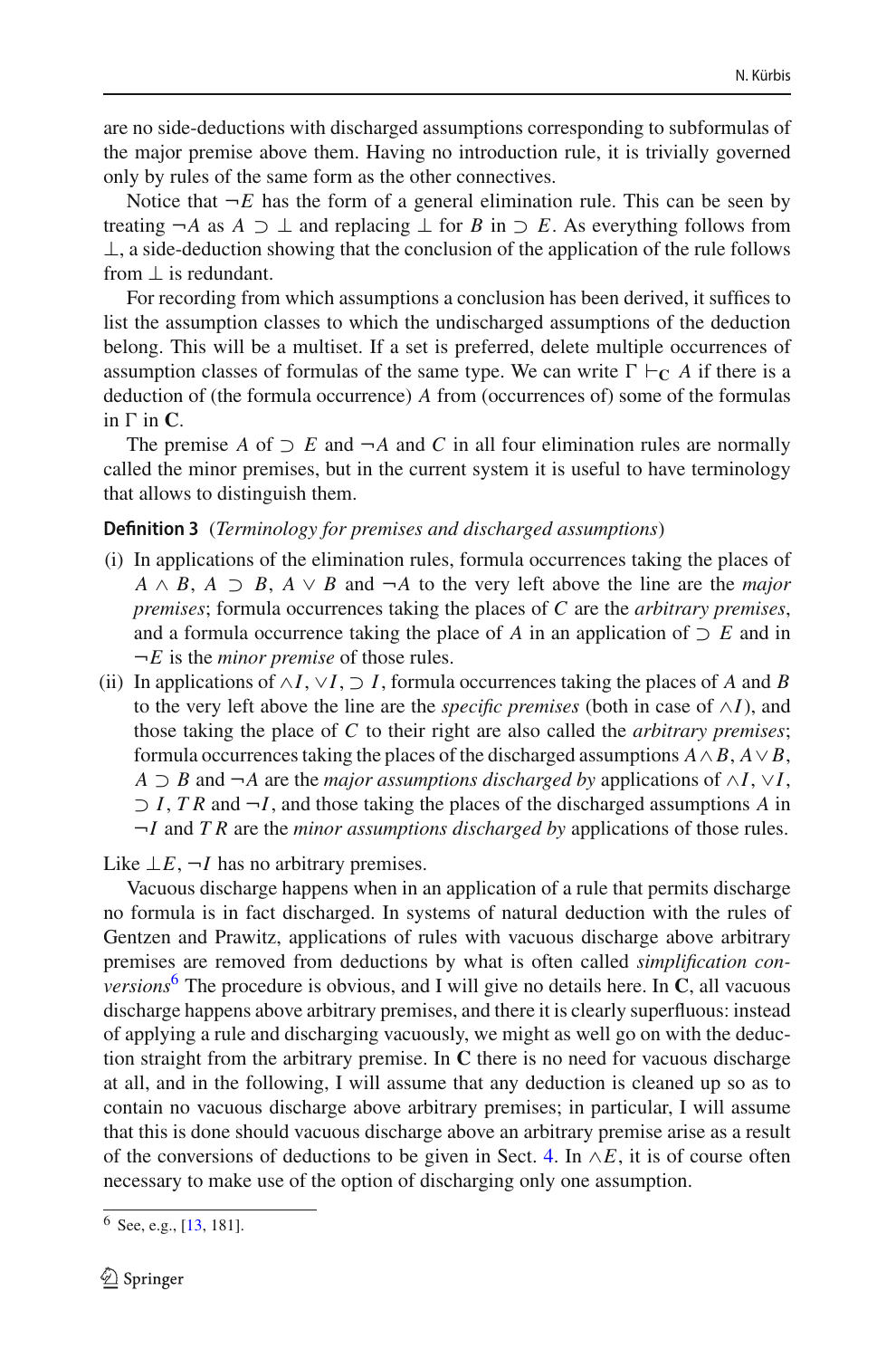are no side-deductions with discharged assumptions corresponding to subformulas of the major premise above them. Having no introduction rule, it is trivially governed only by rules of the same form as the other connectives.

Notice that $\neg E$ has the form of a general elimination rule. This can be seen by treating $\neg A$ as $A \supset \bot$ and replacing $\bot$ for $B$ in $\supset E$. As everything follows from $\bot$, a side-deduction showing that the conclusion of the application of the rule follows from $\bot$ is redundant.

For recording from which assumptions a conclusion has been derived, it suffices to list the assumption classes to which the undischarged assumptions of the deduction belong. This will be a multiset. If a set is preferred, delete multiple occurrences of assumption classes of formulas of the same type. We can write $\Gamma \vdash_{\mathbf{C}} A$ if there is a deduction of (the formula occurrence) $A$ from (occurrences of) some of the formulas in $\Gamma$ in **C**.

The premise $A$ of $\supset E$ and $\neg A$ and $C$ in all four elimination rules are normally called the minor premises, but in the current system it is useful to have terminology that allows to distinguish them.

**Definition 3** (*Terminology for premises and discharged assumptions*)

(i) In applications of the elimination rules, formula occurrences taking the places of $A \wedge B$, $A \supset B$, $A \vee B$ and $\neg A$ to the very left above the line are the *major premises*; formula occurrences taking the places of $C$ are the *arbitrary premises*, and a formula occurrence taking the place of $A$ in an application of $\supset E$ and in $\neg E$ is the *minor premise* of those rules.

(ii) In applications of $\wedge I$, $\vee I$, $\supset I$, formula occurrences taking the places of $A$ and $B$ to the very left above the line are the *specific premises* (both in case of $\wedge I$), and those taking the place of $C$ to their right are also called the *arbitrary premises*; formula occurrences taking the places of the discharged assumptions $A \wedge B$, $A \vee B$, $A \supset B$ and $\neg A$ are the *major assumptions discharged by* applications of $\wedge I$, $\vee I$, $\supset I$, $TR$ and $\neg I$, and those taking the places of the discharged assumptions $A$ in $\neg I$ and $TR$ are the *minor assumptions discharged by* applications of those rules.

Like $\bot E$, $\neg I$ has no arbitrary premises.

Vacuous discharge happens when in an application of a rule that permits discharge no formula is in fact discharged. In systems of natural deduction with the rules of Gentzen and Prawitz, applications of rules with vacuous discharge above arbitrary premises are removed from deductions by what is often called *simplification conversions*[6] The procedure is obvious, and I will give no details here. In **C**, all vacuous discharge happens above arbitrary premises, and there it is clearly superfluous: instead of applying a rule and discharging vacuously, we might as well go on with the deduction straight from the arbitrary premise. In **C** there is no need for vacuous discharge at all, and in the following, I will assume that any deduction is cleaned up so as to contain no vacuous discharge above arbitrary premises; in particular, I will assume that this is done should vacuous discharge above an arbitrary premise arise as a result of the conversions of deductions to be given in Sect. 4. In $\wedge E$, it is of course often necessary to make use of the option of discharging only one assumption.

[6] See, e.g., [13, 181].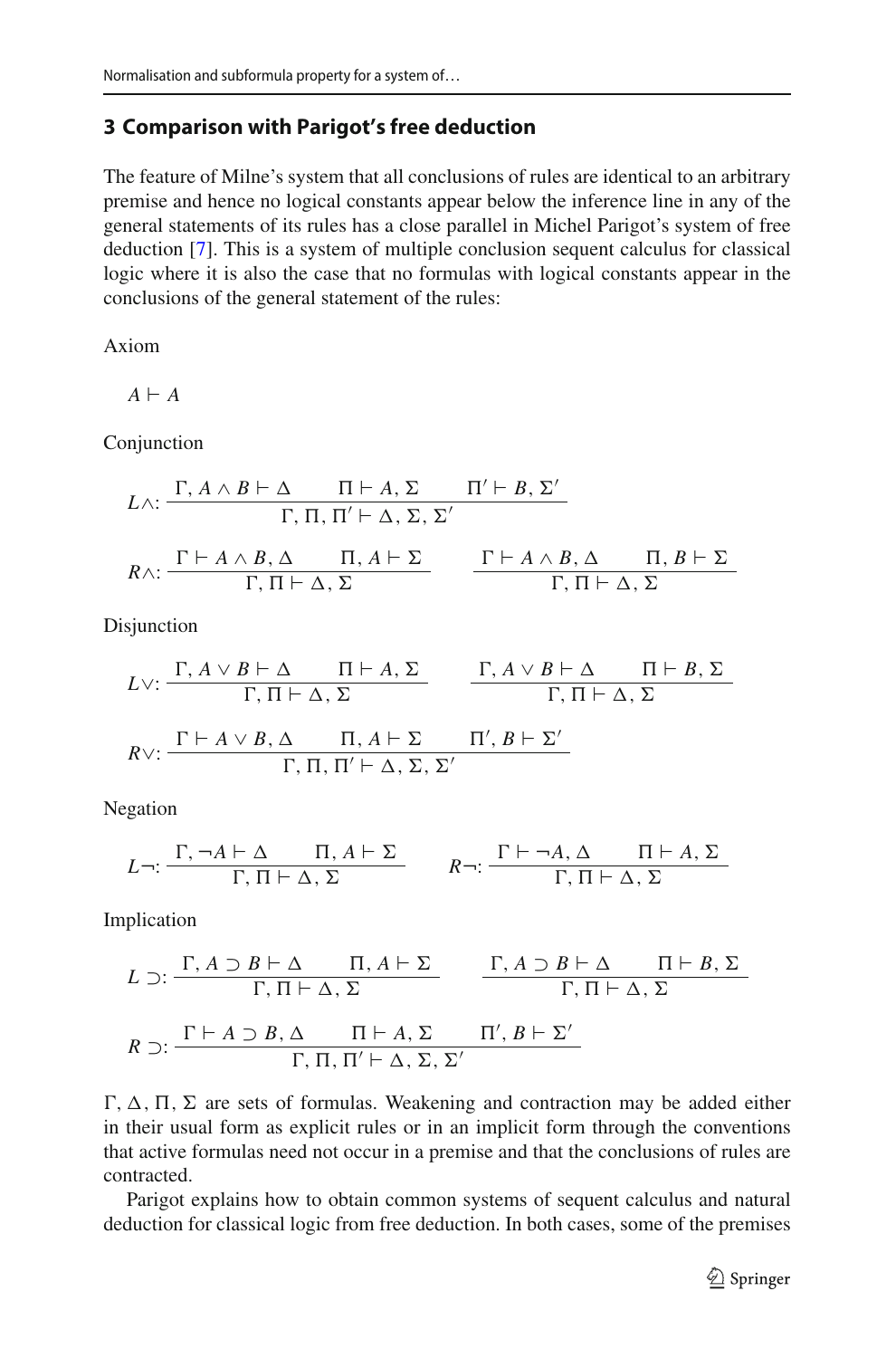## 3 Comparison with Parigot's free deduction

The feature of Milne's system that all conclusions of rules are identical to an arbitrary premise and hence no logical constants appear below the inference line in any of the general statements of its rules has a close parallel in Michel Parigot's system of free deduction [7]. This is a system of multiple conclusion sequent calculus for classical logic where it is also the case that no formulas with logical constants appear in the conclusions of the general statement of the rules:

Axiom

$$A \vdash A$$

Conjunction

$$L\wedge: \frac{\Gamma, A \wedge B \vdash \Delta \qquad \Pi \vdash A, \Sigma \qquad \Pi' \vdash B, \Sigma'}{\Gamma, \Pi, \Pi' \vdash \Delta, \Sigma, \Sigma'}$$

$$R\wedge: \frac{\Gamma \vdash A \wedge B, \Delta \qquad \Pi, A \vdash \Sigma}{\Gamma, \Pi \vdash \Delta, \Sigma} \qquad \frac{\Gamma \vdash A \wedge B, \Delta \qquad \Pi, B \vdash \Sigma}{\Gamma, \Pi \vdash \Delta, \Sigma}$$

Disjunction

$$L\vee: \frac{\Gamma, A \vee B \vdash \Delta \qquad \Pi \vdash A, \Sigma}{\Gamma, \Pi \vdash \Delta, \Sigma} \qquad \frac{\Gamma, A \vee B \vdash \Delta \qquad \Pi \vdash B, \Sigma}{\Gamma, \Pi \vdash \Delta, \Sigma}$$

$$R\vee: \frac{\Gamma \vdash A \vee B, \Delta \qquad \Pi, A \vdash \Sigma \qquad \Pi', B \vdash \Sigma'}{\Gamma, \Pi, \Pi' \vdash \Delta, \Sigma, \Sigma'}$$

Negation

$$L\neg: \frac{\Gamma, \neg A \vdash \Delta \qquad \Pi, A \vdash \Sigma}{\Gamma, \Pi \vdash \Delta, \Sigma} \qquad R\neg: \frac{\Gamma \vdash \neg A, \Delta \qquad \Pi \vdash A, \Sigma}{\Gamma, \Pi \vdash \Delta, \Sigma}$$

Implication

$$L \supset: \frac{\Gamma, A \supset B \vdash \Delta \qquad \Pi, A \vdash \Sigma}{\Gamma, \Pi \vdash \Delta, \Sigma} \qquad \frac{\Gamma, A \supset B \vdash \Delta \qquad \Pi \vdash B, \Sigma}{\Gamma, \Pi \vdash \Delta, \Sigma}$$

$$R \supset: \frac{\Gamma \vdash A \supset B, \Delta \qquad \Pi \vdash A, \Sigma \qquad \Pi', B \vdash \Sigma'}{\Gamma, \Pi, \Pi' \vdash \Delta, \Sigma, \Sigma'}$$

$\Gamma$, $\Delta$, $\Pi$, $\Sigma$ are sets of formulas. Weakening and contraction may be added either in their usual form as explicit rules or in an implicit form through the conventions that active formulas need not occur in a premise and that the conclusions of rules are contracted.

Parigot explains how to obtain common systems of sequent calculus and natural deduction for classical logic from free deduction. In both cases, some of the premises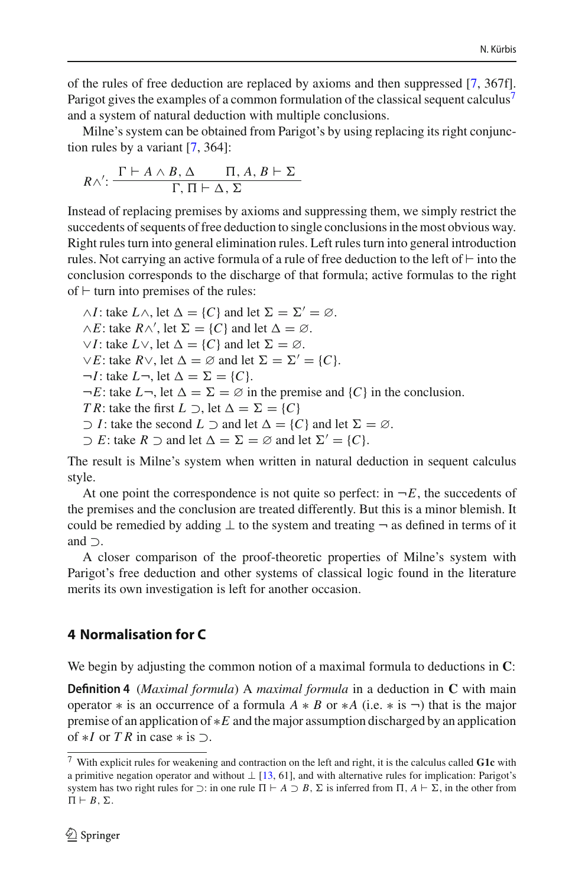of the rules of free deduction are replaced by axioms and then suppressed [7, 367f]. Parigot gives the examples of a common formulation of the classical sequent calculus[7] and a system of natural deduction with multiple conclusions.

Milne's system can be obtained from Parigot's by using replacing its right conjunction rules by a variant [7, 364]:

$$R\wedge'\colon \frac{\Gamma \vdash A \wedge B, \Delta \qquad \Pi, A, B \vdash \Sigma}{\Gamma, \Pi \vdash \Delta, \Sigma}$$

Instead of replacing premises by axioms and suppressing them, we simply restrict the succedents of sequents of free deduction to single conclusions in the most obvious way. Right rules turn into general elimination rules. Left rules turn into general introduction rules. Not carrying an active formula of a rule of free deduction to the left of $\vdash$ into the conclusion corresponds to the discharge of that formula; active formulas to the right of $\vdash$ turn into premises of the rules:

$\wedge I$: take $L\wedge$, let $\Delta = \{C\}$ and let $\Sigma = \Sigma' = \varnothing$.
$\wedge E$: take $R\wedge'$, let $\Sigma = \{C\}$ and let $\Delta = \varnothing$.
$\vee I$: take $L\vee$, let $\Delta = \{C\}$ and let $\Sigma = \varnothing$.
$\vee E$: take $R\vee$, let $\Delta = \varnothing$ and let $\Sigma = \Sigma' = \{C\}$.
$\neg I$: take $L\neg$, let $\Delta = \Sigma = \{C\}$.
$\neg E$: take $L\neg$, let $\Delta = \Sigma = \varnothing$ in the premise and $\{C\}$ in the conclusion.
$TR$: take the first $L \supset$, let $\Delta = \Sigma = \{C\}$
$\supset I$: take the second $L \supset$ and let $\Delta = \{C\}$ and let $\Sigma = \varnothing$.
$\supset E$: take $R \supset$ and let $\Delta = \Sigma = \varnothing$ and let $\Sigma' = \{C\}$.

The result is Milne's system when written in natural deduction in sequent calculus style.

At one point the correspondence is not quite so perfect: in $\neg E$, the succedents of the premises and the conclusion are treated differently. But this is a minor blemish. It could be remedied by adding $\bot$ to the system and treating $\neg$ as defined in terms of it and $\supset$.

A closer comparison of the proof-theoretic properties of Milne's system with Parigot's free deduction and other systems of classical logic found in the literature merits its own investigation is left for another occasion.

## 4 Normalisation for C

We begin by adjusting the common notion of a maximal formula to deductions in **C**:

**Definition 4** (*Maximal formula*) A *maximal formula* in a deduction in **C** with main operator $*$ is an occurrence of a formula $A * B$ or $*A$ (i.e. $*$ is $\neg$) that is the major premise of an application of $*E$ and the major assumption discharged by an application of $*I$ or $TR$ in case $*$ is $\supset$.

[7] With explicit rules for weakening and contraction on the left and right, it is the calculus called **G1c** with a primitive negation operator and without $\bot$ [13, 61], and with alternative rules for implication: Parigot's system has two right rules for $\supset$: in one rule $\Pi \vdash A \supset B, \Sigma$ is inferred from $\Pi, A \vdash \Sigma$, in the other from $\Pi \vdash B, \Sigma$.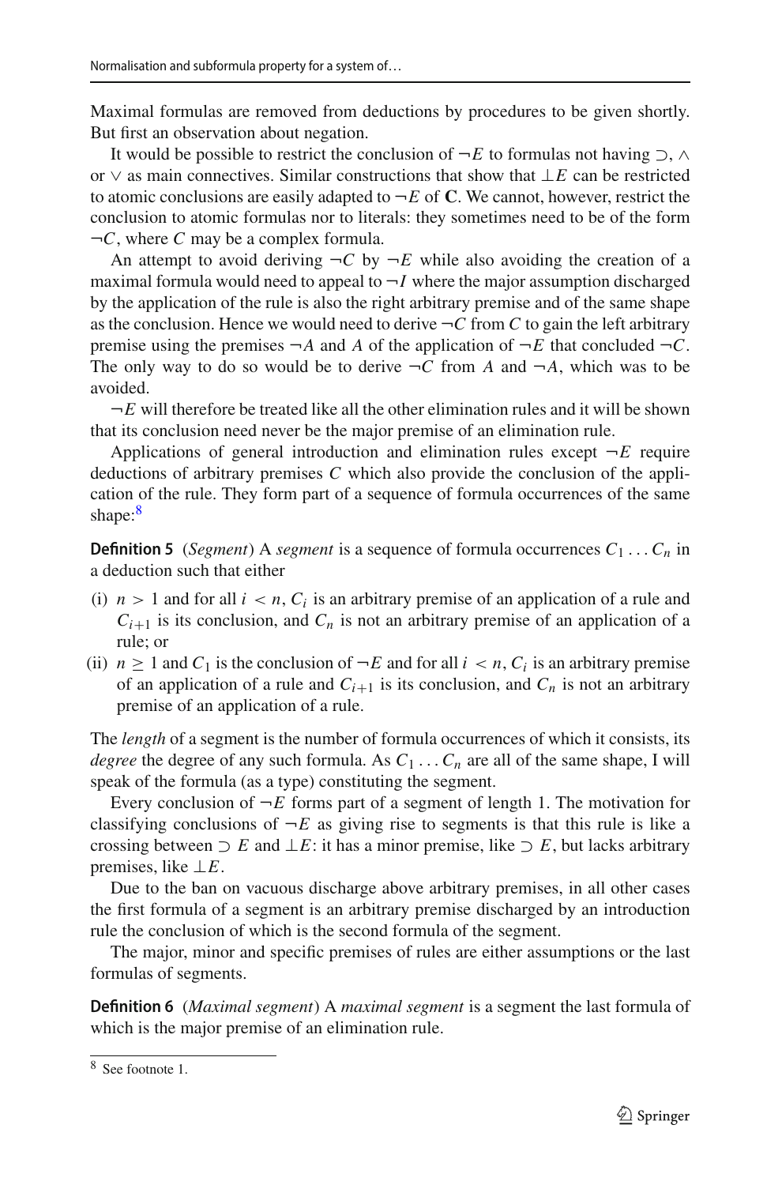Maximal formulas are removed from deductions by procedures to be given shortly. But first an observation about negation.

It would be possible to restrict the conclusion of $\neg E$ to formulas not having $\supset$, $\wedge$ or $\vee$ as main connectives. Similar constructions that show that $\bot E$ can be restricted to atomic conclusions are easily adapted to $\neg E$ of **C**. We cannot, however, restrict the conclusion to atomic formulas nor to literals: they sometimes need to be of the form $\neg C$, where $C$ may be a complex formula.

An attempt to avoid deriving $\neg C$ by $\neg E$ while also avoiding the creation of a maximal formula would need to appeal to $\neg I$ where the major assumption discharged by the application of the rule is also the right arbitrary premise and of the same shape as the conclusion. Hence we would need to derive $\neg C$ from $C$ to gain the left arbitrary premise using the premises $\neg A$ and $A$ of the application of $\neg E$ that concluded $\neg C$. The only way to do so would be to derive $\neg C$ from $A$ and $\neg A$, which was to be avoided.

$\neg E$ will therefore be treated like all the other elimination rules and it will be shown that its conclusion need never be the major premise of an elimination rule.

Applications of general introduction and elimination rules except $\neg E$ require deductions of arbitrary premises $C$ which also provide the conclusion of the application of the rule. They form part of a sequence of formula occurrences of the same shape:[8]

**Definition 5** (*Segment*) A *segment* is a sequence of formula occurrences $C_1 \ldots C_n$ in a deduction such that either

(i) $n > 1$ and for all $i < n$, $C_i$ is an arbitrary premise of an application of a rule and $C_{i+1}$ is its conclusion, and $C_n$ is not an arbitrary premise of an application of a rule; or

(ii) $n \geq 1$ and $C_1$ is the conclusion of $\neg E$ and for all $i < n$, $C_i$ is an arbitrary premise of an application of a rule and $C_{i+1}$ is its conclusion, and $C_n$ is not an arbitrary premise of an application of a rule.

The *length* of a segment is the number of formula occurrences of which it consists, its *degree* the degree of any such formula. As $C_1 \ldots C_n$ are all of the same shape, I will speak of the formula (as a type) constituting the segment.

Every conclusion of $\neg E$ forms part of a segment of length 1. The motivation for classifying conclusions of $\neg E$ as giving rise to segments is that this rule is like a crossing between $\supset E$ and $\bot E$: it has a minor premise, like $\supset E$, but lacks arbitrary premises, like $\bot E$.

Due to the ban on vacuous discharge above arbitrary premises, in all other cases the first formula of a segment is an arbitrary premise discharged by an introduction rule the conclusion of which is the second formula of the segment.

The major, minor and specific premises of rules are either assumptions or the last formulas of segments.

**Definition 6** (*Maximal segment*) A *maximal segment* is a segment the last formula of which is the major premise of an elimination rule.

[8] See footnote 1.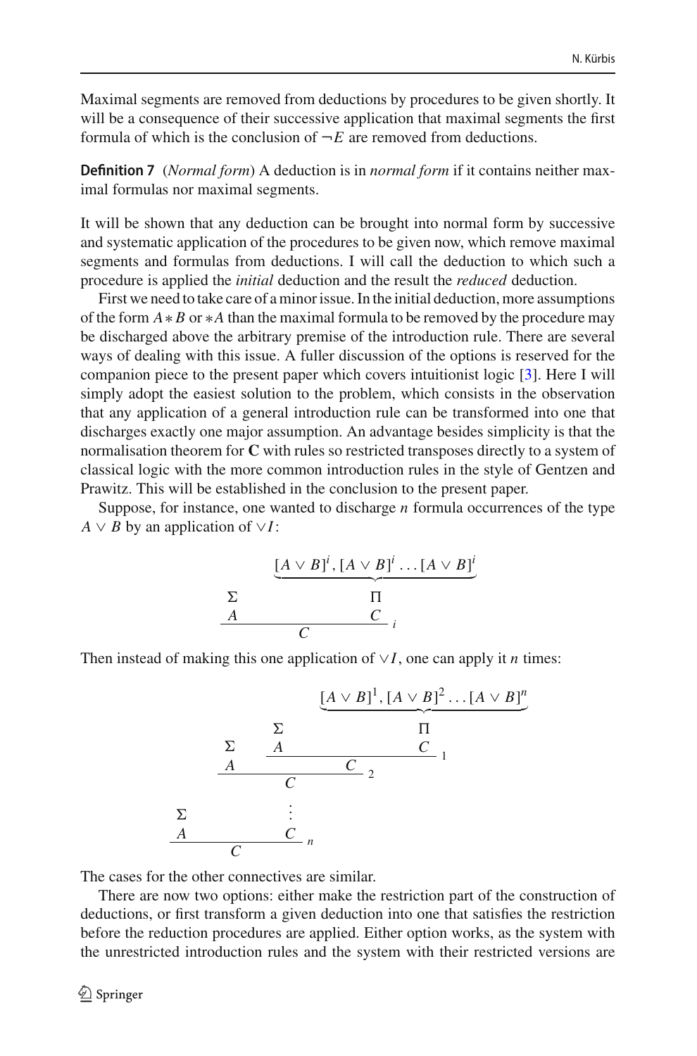Maximal segments are removed from deductions by procedures to be given shortly. It will be a consequence of their successive application that maximal segments the first formula of which is the conclusion of $\neg E$ are removed from deductions.

**Definition 7** (*Normal form*) A deduction is in *normal form* if it contains neither maximal formulas nor maximal segments.

It will be shown that any deduction can be brought into normal form by successive and systematic application of the procedures to be given now, which remove maximal segments and formulas from deductions. I will call the deduction to which such a procedure is applied the *initial* deduction and the result the *reduced* deduction.

First we need to take care of a minor issue. In the initial deduction, more assumptions of the form $A * B$ or $*A$ than the maximal formula to be removed by the procedure may be discharged above the arbitrary premise of the introduction rule. There are several ways of dealing with this issue. A fuller discussion of the options is reserved for the companion piece to the present paper which covers intuitionist logic [3]. Here I will simply adopt the easiest solution to the problem, which consists in the observation that any application of a general introduction rule can be transformed into one that discharges exactly one major assumption. An advantage besides simplicity is that the normalisation theorem for **C** with rules so restricted transposes directly to a system of classical logic with the more common introduction rules in the style of Gentzen and Prawitz. This will be established in the conclusion to the present paper.

Suppose, for instance, one wanted to discharge $n$ formula occurrences of the type $A \vee B$ by an application of $\vee I$:

$$\dfrac{\begin{matrix} \Sigma \\ A \end{matrix} \qquad \begin{matrix} \underbrace{[A \vee B]^i, [A \vee B]^i \ldots [A \vee B]^i} \\ \Pi \\ C \end{matrix}}{C}\, i$$

Then instead of making this one application of $\vee I$, one can apply it $n$ times:

$$\dfrac{\begin{matrix} \Sigma \\ A \end{matrix} \qquad \begin{matrix} \vdots \\ C \end{matrix}}{C}\, n$$

where the part above is built as

$$\dfrac{\begin{matrix} \Sigma \\ A \end{matrix} \qquad \dfrac{\begin{matrix} \Sigma \\ A \end{matrix} \qquad \begin{matrix} \underbrace{[A \vee B]^1, [A \vee B]^2 \ldots [A \vee B]^n} \\ \Pi \\ C \end{matrix}}{C}\, 1}{C}\, 2$$

The cases for the other connectives are similar.

There are now two options: either make the restriction part of the construction of deductions, or first transform a given deduction into one that satisfies the restriction before the reduction procedures are applied. Either option works, as the system with the unrestricted introduction rules and the system with their restricted versions are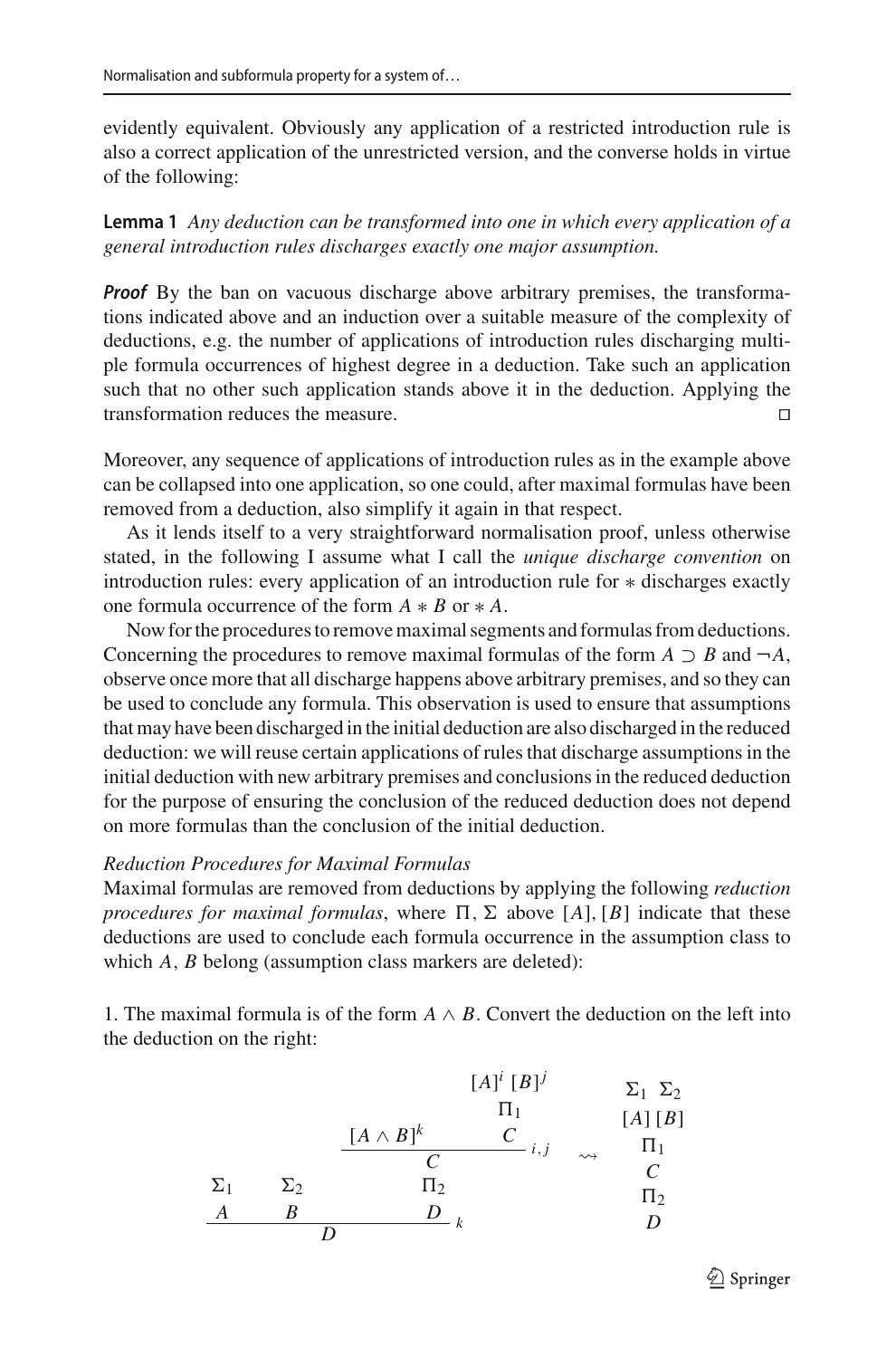evidently equivalent. Obviously any application of a restricted introduction rule is also a correct application of the unrestricted version, and the converse holds in virtue of the following:

**Lemma 1** *Any deduction can be transformed into one in which every application of a general introduction rules discharges exactly one major assumption.*

***Proof*** By the ban on vacuous discharge above arbitrary premises, the transformations indicated above and an induction over a suitable measure of the complexity of deductions, e.g. the number of applications of introduction rules discharging multiple formula occurrences of highest degree in a deduction. Take such an application such that no other such application stands above it in the deduction. Applying the transformation reduces the measure. □

Moreover, any sequence of applications of introduction rules as in the example above can be collapsed into one application, so one could, after maximal formulas have been removed from a deduction, also simplify it again in that respect.

As it lends itself to a very straightforward normalisation proof, unless otherwise stated, in the following I assume what I call the *unique discharge convention* on introduction rules: every application of an introduction rule for $*$ discharges exactly one formula occurrence of the form $A * B$ or $* A$.

Now for the procedures to remove maximal segments and formulas from deductions. Concerning the procedures to remove maximal formulas of the form $A \supset B$ and $\neg A$, observe once more that all discharge happens above arbitrary premises, and so they can be used to conclude any formula. This observation is used to ensure that assumptions that may have been discharged in the initial deduction are also discharged in the reduced deduction: we will reuse certain applications of rules that discharge assumptions in the initial deduction with new arbitrary premises and conclusions in the reduced deduction for the purpose of ensuring the conclusion of the reduced deduction does not depend on more formulas than the conclusion of the initial deduction.

*Reduction Procedures for Maximal Formulas*

Maximal formulas are removed from deductions by applying the following *reduction procedures for maximal formulas*, where $\Pi$, $\Sigma$ above $[A], [B]$ indicate that these deductions are used to conclude each formula occurrence in the assumption class to which $A, B$ belong (assumption class markers are deleted):

1. The maximal formula is of the form $A \wedge B$. Convert the deduction on the left into the deduction on the right:

$$
\dfrac{\begin{matrix}\Sigma_1 \\ A\end{matrix} \quad \begin{matrix}\Sigma_2 \\ B\end{matrix} \quad \begin{matrix} \dfrac{[A \wedge B]^k \quad \begin{matrix}[A]^i\ [B]^j \\ \Pi_1 \\ C\end{matrix}}{C}{\scriptstyle i,j} \\ \Pi_2 \\ D \end{matrix}}{D}{\scriptstyle k}
\quad \rightsquigarrow \quad
\begin{matrix}\Sigma_1\ \ \Sigma_2 \\ [A]\ [B] \\ \Pi_1 \\ C \\ \Pi_2 \\ D\end{matrix}
$$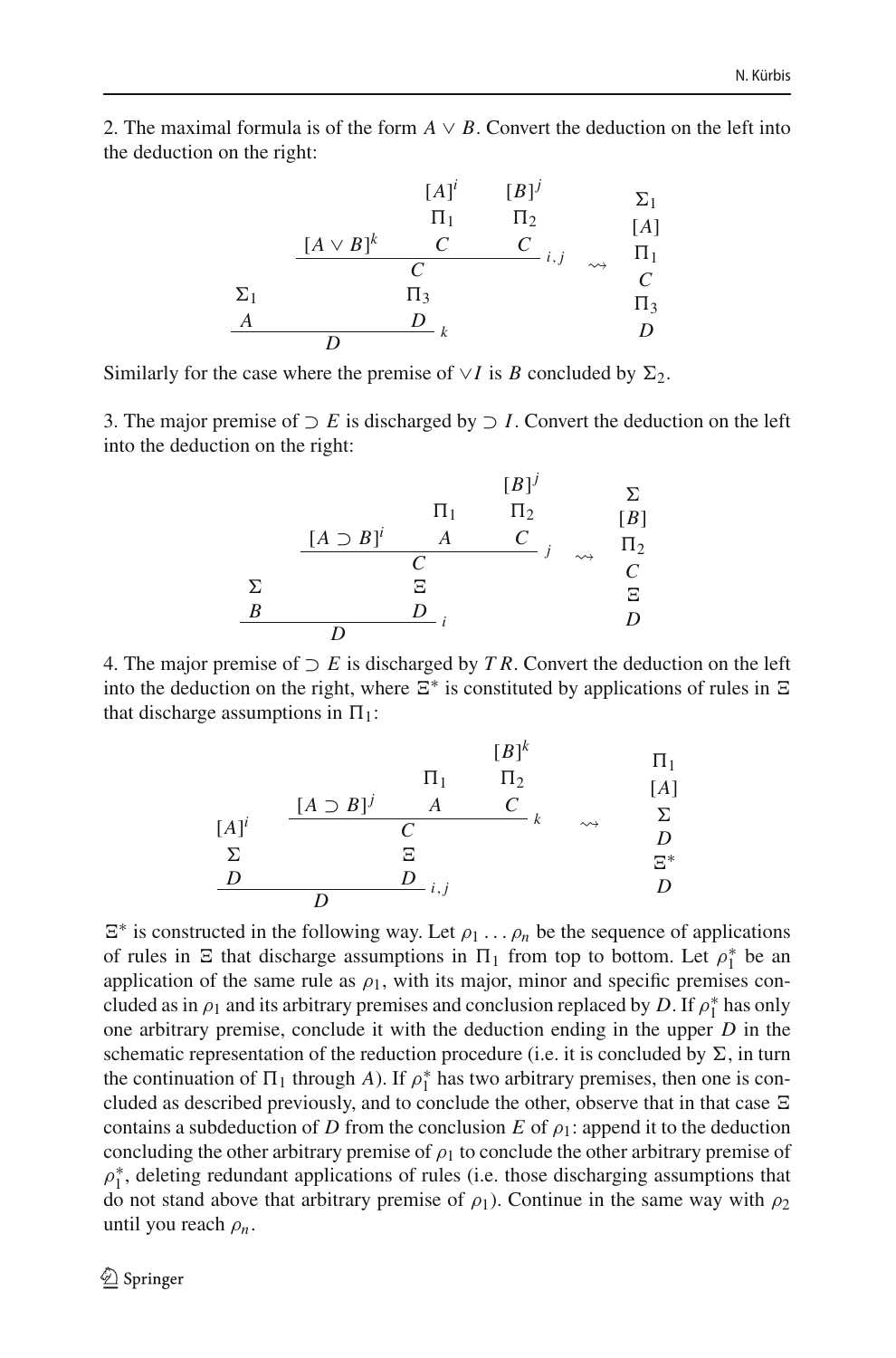2. The maximal formula is of the form $A \vee B$. Convert the deduction on the left into the deduction on the right:

$$
\dfrac{\begin{array}{c}\Sigma_1 \\ A\end{array} \qquad \begin{array}{c} \dfrac{[A \vee B]^k \qquad \begin{array}{c}[A]^i \\ \Pi_1 \\ C\end{array} \qquad \begin{array}{c}[B]^j \\ \Pi_2 \\ C\end{array}}{C}\,{}_{i,j} \\ \Pi_3 \\ D \end{array}}{D}\,{}_k
\quad \rightsquigarrow \quad
\begin{array}{c}\Sigma_1 \\ [A] \\ \Pi_1 \\ C \\ \Pi_3 \\ D\end{array}
$$

Similarly for the case where the premise of $\vee I$ is $B$ concluded by $\Sigma_2$.

3. The major premise of $\supset E$ is discharged by $\supset I$. Convert the deduction on the left into the deduction on the right:

$$
\dfrac{\begin{array}{c}\Sigma \\ B\end{array} \qquad \begin{array}{c} \dfrac{[A \supset B]^i \qquad \begin{array}{c}\Pi_1 \\ A\end{array} \qquad \begin{array}{c}[B]^j \\ \Pi_2 \\ C\end{array}}{C}\,{}_{j} \\ \Xi \\ D \end{array}}{D}\,{}_i
\quad \rightsquigarrow \quad
\begin{array}{c}\Sigma \\ [B] \\ \Pi_2 \\ C \\ \Xi \\ D\end{array}
$$

4. The major premise of $\supset E$ is discharged by $TR$. Convert the deduction on the left into the deduction on the right, where $\Xi^*$ is constituted by applications of rules in $\Xi$ that discharge assumptions in $\Pi_1$:

$$
\dfrac{\begin{array}{c}[A]^i \\ \Sigma \\ D\end{array} \qquad \begin{array}{c} \dfrac{[A \supset B]^j \qquad \begin{array}{c}\Pi_1 \\ A\end{array} \qquad \begin{array}{c}[B]^k \\ \Pi_2 \\ C\end{array}}{C}\,{}_{k} \\ \Xi \\ D \end{array}}{D}\,{}_{i,j}
\quad \rightsquigarrow \quad
\begin{array}{c}\Pi_1 \\ [A] \\ \Sigma \\ D \\ \Xi^* \\ D\end{array}
$$

$\Xi^*$ is constructed in the following way. Let $\rho_1 \ldots \rho_n$ be the sequence of applications of rules in $\Xi$ that discharge assumptions in $\Pi_1$ from top to bottom. Let $\rho_1^*$ be an application of the same rule as $\rho_1$, with its major, minor and specific premises concluded as in $\rho_1$ and its arbitrary premises and conclusion replaced by $D$. If $\rho_1^*$ has only one arbitrary premise, conclude it with the deduction ending in the upper $D$ in the schematic representation of the reduction procedure (i.e. it is concluded by $\Sigma$, in turn the continuation of $\Pi_1$ through $A$). If $\rho_1^*$ has two arbitrary premises, then one is concluded as described previously, and to conclude the other, observe that in that case $\Xi$ contains a subdeduction of $D$ from the conclusion $E$ of $\rho_1$: append it to the deduction concluding the other arbitrary premise of $\rho_1$ to conclude the other arbitrary premise of $\rho_1^*$, deleting redundant applications of rules (i.e. those discharging assumptions that do not stand above that arbitrary premise of $\rho_1$). Continue in the same way with $\rho_2$ until you reach $\rho_n$.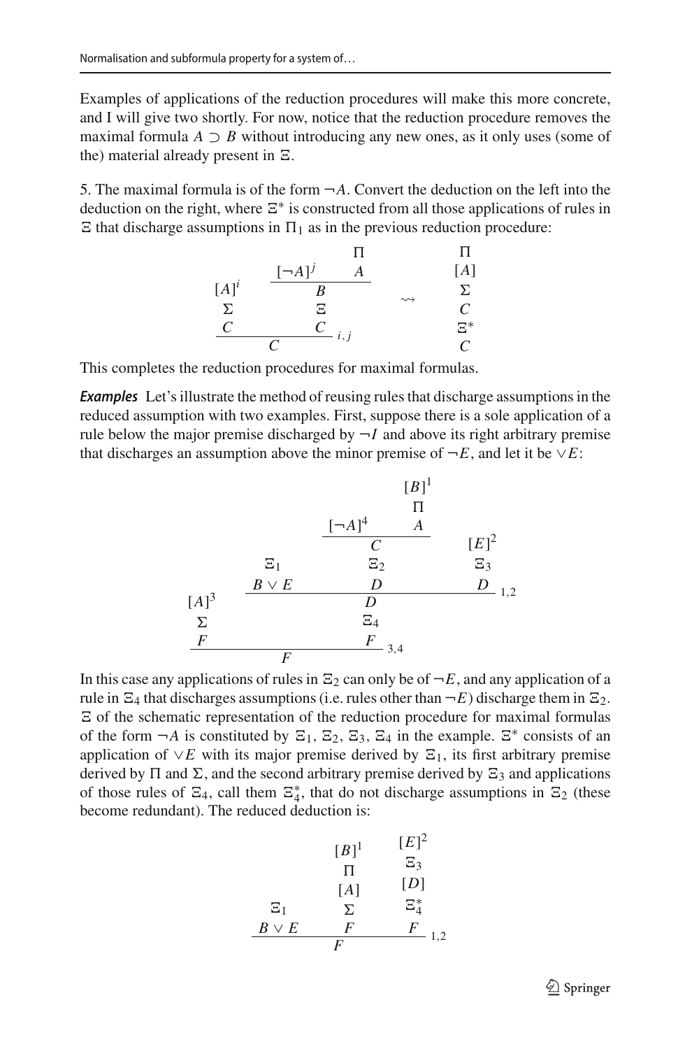Examples of applications of the reduction procedures will make this more concrete, and I will give two shortly. For now, notice that the reduction procedure removes the maximal formula $A \supset B$ without introducing any new ones, as it only uses (some of the) material already present in $\Xi$.

5. The maximal formula is of the form $\neg A$. Convert the deduction on the left into the deduction on the right, where $\Xi^*$ is constructed from all those applications of rules in $\Xi$ that discharge assumptions in $\Pi_1$ as in the previous reduction procedure:

$$
\dfrac{\begin{array}{c}[A]^i\\ \Sigma \\ C\end{array} \qquad \begin{array}{c} \dfrac{[\neg A]^j \qquad \begin{array}{c}\Pi\\ A\end{array}}{B} \\ \Xi \\ C \end{array}}{C}\, i,j
\quad \rightsquigarrow \quad
\begin{array}{c}\Pi\\ [A]\\ \Sigma\\ C\\ \Xi^*\\ C\end{array}
$$

This completes the reduction procedures for maximal formulas.

***Examples*** Let's illustrate the method of reusing rules that discharge assumptions in the reduced assumption with two examples. First, suppose there is a sole application of a rule below the major premise discharged by $\neg I$ and above its right arbitrary premise that discharges an assumption above the minor premise of $\neg E$, and let it be $\vee E$:

$$
\dfrac{\begin{array}{c}[A]^3\\ \Sigma \\ F\end{array} \qquad \begin{array}{c} \dfrac{\begin{array}{c}\Xi_1\\ B \vee E\end{array} \qquad \begin{array}{c}\dfrac{[\neg A]^4 \qquad \begin{array}{c}[B]^1\\ \Pi\\ A\end{array}}{C} \\ \Xi_2 \\ D\end{array} \qquad \begin{array}{c}[E]^2\\ \Xi_3\\ D\end{array}}{D}\, 1,2 \\ \Xi_4 \\ F \end{array}}{F}\, 3,4
$$

In this case any applications of rules in $\Xi_2$ can only be of $\neg E$, and any application of a rule in $\Xi_4$ that discharges assumptions (i.e. rules other than $\neg E$) discharge them in $\Xi_2$. $\Xi$ of the schematic representation of the reduction procedure for maximal formulas of the form $\neg A$ is constituted by $\Xi_1$, $\Xi_2$, $\Xi_3$, $\Xi_4$ in the example. $\Xi^*$ consists of an application of $\vee E$ with its major premise derived by $\Xi_1$, its first arbitrary premise derived by $\Pi$ and $\Sigma$, and the second arbitrary premise derived by $\Xi_3$ and applications of those rules of $\Xi_4$, call them $\Xi_4^*$, that do not discharge assumptions in $\Xi_2$ (these become redundant). The reduced deduction is:

$$
\dfrac{\begin{array}{c}\Xi_1\\ B \vee E\end{array} \qquad \begin{array}{c}[B]^1\\ \Pi\\ [A]\\ \Sigma\\ F\end{array} \qquad \begin{array}{c}[E]^2\\ \Xi_3\\ [D]\\ \Xi_4^*\\ F\end{array}}{F}\, 1,2
$$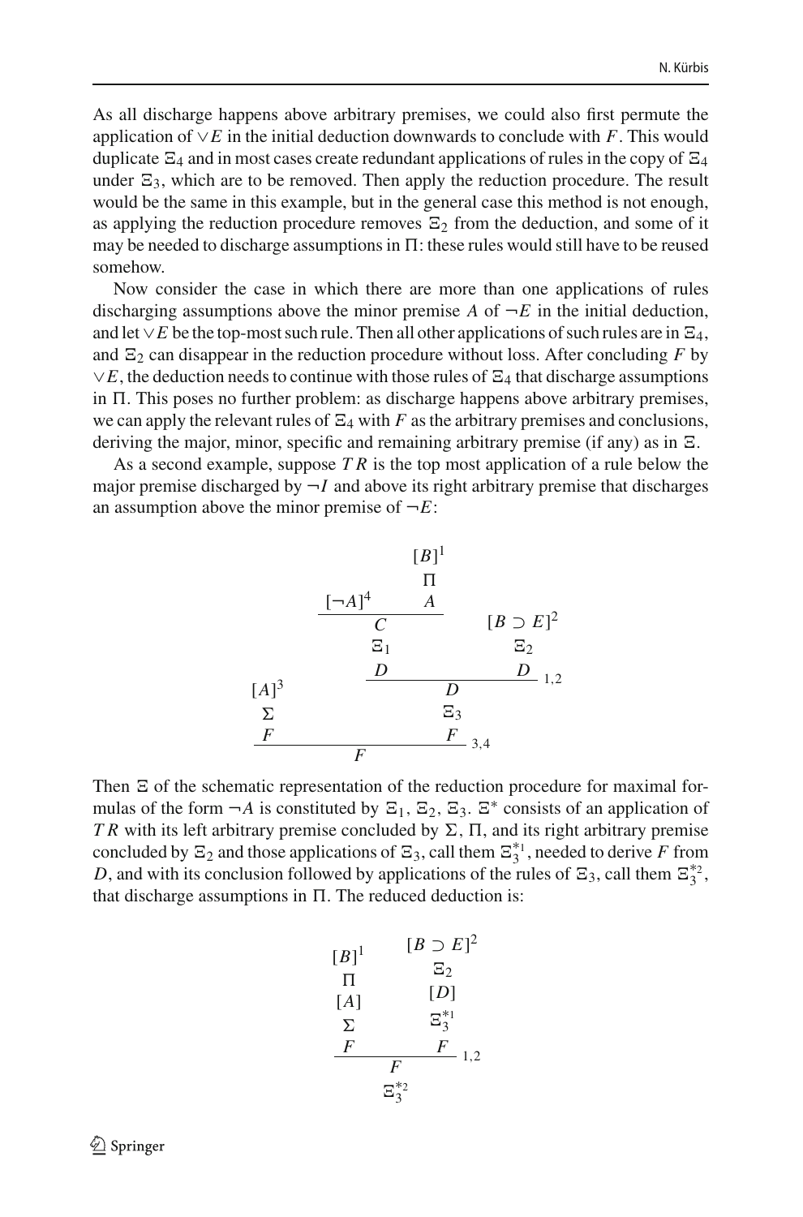As all discharge happens above arbitrary premises, we could also first permute the application of $\vee E$ in the initial deduction downwards to conclude with $F$. This would duplicate $\Xi_4$ and in most cases create redundant applications of rules in the copy of $\Xi_4$ under $\Xi_3$, which are to be removed. Then apply the reduction procedure. The result would be the same in this example, but in the general case this method is not enough, as applying the reduction procedure removes $\Xi_2$ from the deduction, and some of it may be needed to discharge assumptions in $\Pi$: these rules would still have to be reused somehow.

Now consider the case in which there are more than one applications of rules discharging assumptions above the minor premise $A$ of $\neg E$ in the initial deduction, and let $\vee E$ be the top-most such rule. Then all other applications of such rules are in $\Xi_4$, and $\Xi_2$ can disappear in the reduction procedure without loss. After concluding $F$ by $\vee E$, the deduction needs to continue with those rules of $\Xi_4$ that discharge assumptions in $\Pi$. This poses no further problem: as discharge happens above arbitrary premises, we can apply the relevant rules of $\Xi_4$ with $F$ as the arbitrary premises and conclusions, deriving the major, minor, specific and remaining arbitrary premise (if any) as in $\Xi$.

As a second example, suppose $TR$ is the top most application of a rule below the major premise discharged by $\neg I$ and above its right arbitrary premise that discharges an assumption above the minor premise of $\neg E$:

$$
\dfrac{\begin{matrix}[A]^3\\ \Sigma\\ F\end{matrix} \qquad \begin{matrix} \dfrac{\dfrac{[\neg A]^4 \qquad \begin{matrix}[B]^1\\ \Pi\\ A\end{matrix}}{\begin{matrix}C\\ \Xi_1\\ D\end{matrix}} \qquad \begin{matrix}[B\supset E]^2\\ \Xi_2\\ D\end{matrix}}{\begin{matrix}D\\ \Xi_3\\ F\end{matrix}}{\scriptstyle 1,2}\end{matrix}}{F}{\scriptstyle 3,4}
$$

Then $\Xi$ of the schematic representation of the reduction procedure for maximal formulas of the form $\neg A$ is constituted by $\Xi_1$, $\Xi_2$, $\Xi_3$. $\Xi^*$ consists of an application of $TR$ with its left arbitrary premise concluded by $\Sigma$, $\Pi$, and its right arbitrary premise concluded by $\Xi_2$ and those applications of $\Xi_3$, call them $\Xi_3^{*1}$, needed to derive $F$ from $D$, and with its conclusion followed by applications of the rules of $\Xi_3$, call them $\Xi_3^{*2}$, that discharge assumptions in $\Pi$. The reduced deduction is:

$$
\begin{matrix}
\dfrac{\begin{matrix}[B]^1\\ \Pi\\ [A]\\ \Sigma\\ F\end{matrix} \qquad \begin{matrix}[B\supset E]^2\\ \Xi_2\\ [D]\\ \Xi_3^{*1}\\ F\end{matrix}}{F}{\scriptstyle 1,2}\\
\Xi_3^{*2}
\end{matrix}
$$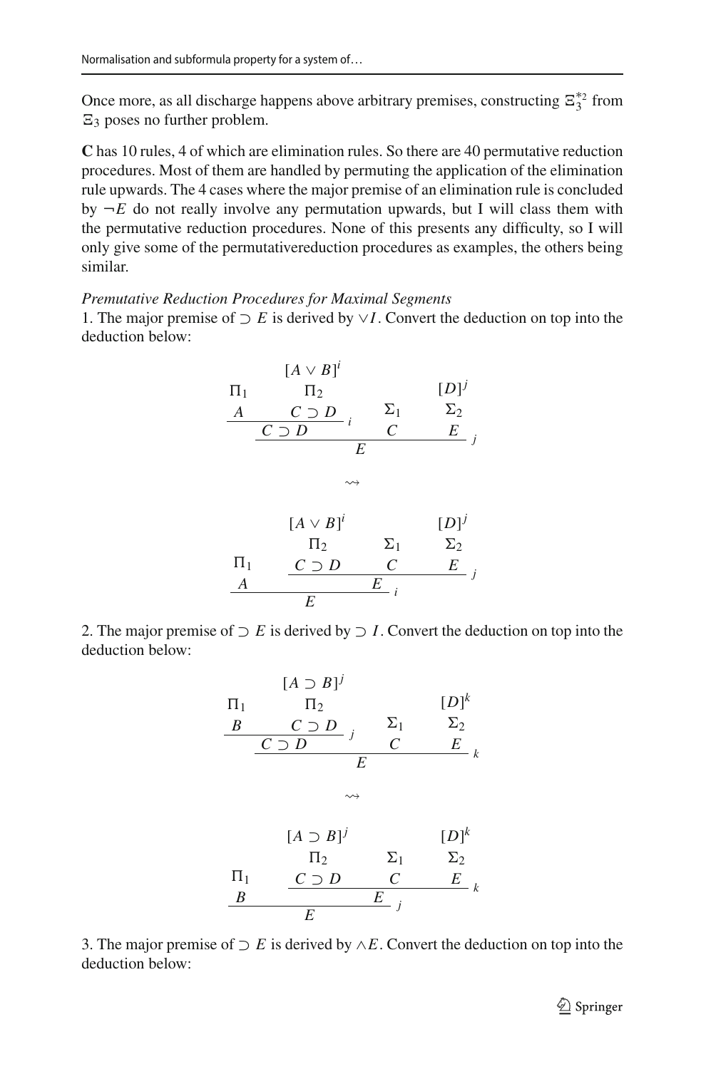Once more, as all discharge happens above arbitrary premises, constructing $\Xi_3^{*_2}$ from $\Xi_3$ poses no further problem.

**C** has 10 rules, 4 of which are elimination rules. So there are 40 permutative reduction procedures. Most of them are handled by permuting the application of the elimination rule upwards. The 4 cases where the major premise of an elimination rule is concluded by $\neg E$ do not really involve any permutation upwards, but I will class them with the permutative reduction procedures. None of this presents any difficulty, so I will only give some of the permutativereduction procedures as examples, the others being similar.

*Premutative Reduction Procedures for Maximal Segments*

1. The major premise of $\supset E$ is derived by $\vee I$. Convert the deduction on top into the deduction below:

$$
\dfrac{\dfrac{\begin{matrix}\Pi_1\\ A\end{matrix} \qquad \begin{matrix}[A \vee B]^i\\ \Pi_2\\ C \supset D\end{matrix}}{C \supset D}\,i \qquad \begin{matrix}\Sigma_1\\ C\end{matrix} \qquad \begin{matrix}[D]^j\\ \Sigma_2\\ E\end{matrix}}{E}\,j
$$

$$\rightsquigarrow$$

$$
\dfrac{\begin{matrix}\Pi_1\\ A\end{matrix} \qquad \dfrac{\begin{matrix}[A \vee B]^i\\ \Pi_2\\ C \supset D\end{matrix} \qquad \begin{matrix}\Sigma_1\\ C\end{matrix} \qquad \begin{matrix}[D]^j\\ \Sigma_2\\ E\end{matrix}}{E}\,j}{E}\,i
$$

2. The major premise of $\supset E$ is derived by $\supset I$. Convert the deduction on top into the deduction below:

$$
\dfrac{\dfrac{\begin{matrix}\Pi_1\\ B\end{matrix} \qquad \begin{matrix}[A \supset B]^j\\ \Pi_2\\ C \supset D\end{matrix}}{C \supset D}\,j \qquad \begin{matrix}\Sigma_1\\ C\end{matrix} \qquad \begin{matrix}[D]^k\\ \Sigma_2\\ E\end{matrix}}{E}\,k
$$

$$\rightsquigarrow$$

$$
\dfrac{\begin{matrix}\Pi_1\\ B\end{matrix} \qquad \dfrac{\begin{matrix}[A \supset B]^j\\ \Pi_2\\ C \supset D\end{matrix} \qquad \begin{matrix}\Sigma_1\\ C\end{matrix} \qquad \begin{matrix}[D]^k\\ \Sigma_2\\ E\end{matrix}}{E}\,k}{E}\,j
$$

3. The major premise of $\supset E$ is derived by $\wedge E$. Convert the deduction on top into the deduction below: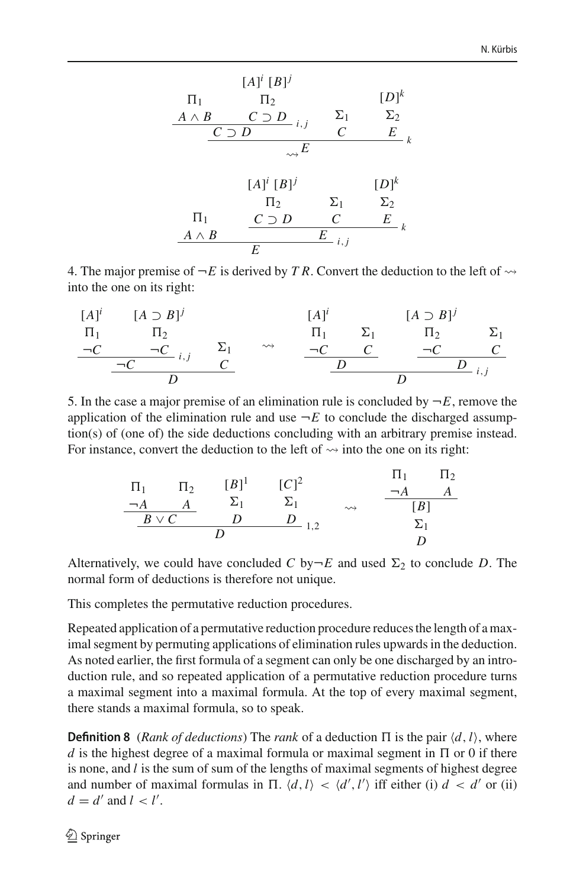$$
\dfrac{\dfrac{\begin{matrix}\Pi_1 \\ A \wedge B\end{matrix} \qquad \begin{matrix}[A]^i \; [B]^j \\ \Pi_2 \\ C \supset D\end{matrix}}{C \supset D}\,{\scriptstyle i,j} \qquad \begin{matrix}\Sigma_1 \\ C\end{matrix} \qquad \begin{matrix}[D]^k \\ \Sigma_2 \\ E\end{matrix}}{E}\,{\scriptstyle k}
$$

$$
\rightsquigarrow
$$

$$
\dfrac{\begin{matrix}\Pi_1 \\ A \wedge B\end{matrix} \qquad \dfrac{\begin{matrix}[A]^i \; [B]^j \\ \Pi_2 \\ C \supset D\end{matrix} \qquad \begin{matrix}\Sigma_1 \\ C\end{matrix} \qquad \begin{matrix}[D]^k \\ \Sigma_2 \\ E\end{matrix}}{E}\,{\scriptstyle k}}{E}\,{\scriptstyle i,j}
$$

4. The major premise of $\neg E$ is derived by $TR$. Convert the deduction to the left of $\rightsquigarrow$ into the one on its right:

$$
\dfrac{\dfrac{\begin{matrix}[A]^i \\ \Pi_1 \\ \neg C\end{matrix} \qquad \begin{matrix}[A \supset B]^j \\ \Pi_2 \\ \neg C\end{matrix}}{\neg C}\,{\scriptstyle i,j} \qquad \begin{matrix}\Sigma_1 \\ C\end{matrix}}{D}
\quad \rightsquigarrow \quad
\dfrac{\dfrac{\begin{matrix}[A]^i \\ \Pi_1 \\ \neg C\end{matrix} \qquad \begin{matrix}\Sigma_1 \\ C\end{matrix}}{D} \qquad \dfrac{\begin{matrix}[A \supset B]^j \\ \Pi_2 \\ \neg C\end{matrix} \qquad \begin{matrix}\Sigma_1 \\ C\end{matrix}}{D}}{D}\,{\scriptstyle i,j}
$$

5. In the case a major premise of an elimination rule is concluded by $\neg E$, remove the application of the elimination rule and use $\neg E$ to conclude the discharged assumption(s) of (one of) the side deductions concluding with an arbitrary premise instead. For instance, convert the deduction to the left of $\rightsquigarrow$ into the one on its right:

$$
\dfrac{\dfrac{\begin{matrix}\Pi_1 \\ \neg A\end{matrix} \qquad \begin{matrix}\Pi_2 \\ A\end{matrix}}{B \vee C} \qquad \begin{matrix}[B]^1 \\ \Sigma_1 \\ D\end{matrix} \qquad \begin{matrix}[C]^2 \\ \Sigma_1 \\ D\end{matrix}}{D}\,{\scriptstyle 1,2}
\quad \rightsquigarrow \quad
\begin{matrix}\dfrac{\begin{matrix}\Pi_1 \\ \neg A\end{matrix} \qquad \begin{matrix}\Pi_2 \\ A\end{matrix}}{[B]} \\ \Sigma_1 \\ D\end{matrix}
$$

Alternatively, we could have concluded $C$ by$\neg E$ and used $\Sigma_2$ to conclude $D$. The normal form of deductions is therefore not unique.

This completes the permutative reduction procedures.

Repeated application of a permutative reduction procedure reduces the length of a maximal segment by permuting applications of elimination rules upwards in the deduction. As noted earlier, the first formula of a segment can only be one discharged by an introduction rule, and so repeated application of a permutative reduction procedure turns a maximal segment into a maximal formula. At the top of every maximal segment, there stands a maximal formula, so to speak.

**Definition 8** (*Rank of deductions*) The *rank* of a deduction $\Pi$ is the pair $\langle d, l\rangle$, where $d$ is the highest degree of a maximal formula or maximal segment in $\Pi$ or 0 if there is none, and $l$ is the sum of sum of the lengths of maximal segments of highest degree and number of maximal formulas in $\Pi$. $\langle d, l\rangle < \langle d', l'\rangle$ iff either (i) $d < d'$ or (ii) $d = d'$ and $l < l'$.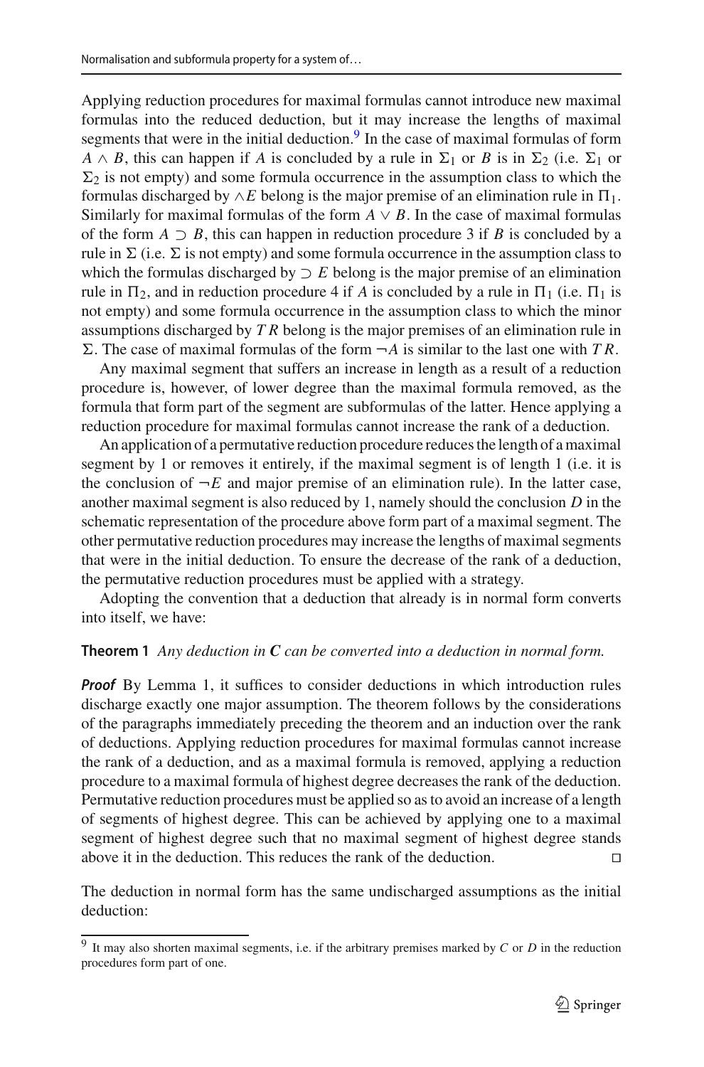Applying reduction procedures for maximal formulas cannot introduce new maximal formulas into the reduced deduction, but it may increase the lengths of maximal segments that were in the initial deduction.[9] In the case of maximal formulas of form $A \wedge B$, this can happen if $A$ is concluded by a rule in $\Sigma_1$ or $B$ is in $\Sigma_2$ (i.e. $\Sigma_1$ or $\Sigma_2$ is not empty) and some formula occurrence in the assumption class to which the formulas discharged by $\wedge E$ belong is the major premise of an elimination rule in $\Pi_1$. Similarly for maximal formulas of the form $A \vee B$. In the case of maximal formulas of the form $A \supset B$, this can happen in reduction procedure 3 if $B$ is concluded by a rule in $\Sigma$ (i.e. $\Sigma$ is not empty) and some formula occurrence in the assumption class to which the formulas discharged by $\supset E$ belong is the major premise of an elimination rule in $\Pi_2$, and in reduction procedure 4 if $A$ is concluded by a rule in $\Pi_1$ (i.e. $\Pi_1$ is not empty) and some formula occurrence in the assumption class to which the minor assumptions discharged by $TR$ belong is the major premises of an elimination rule in $\Sigma$. The case of maximal formulas of the form $\neg A$ is similar to the last one with $TR$.

Any maximal segment that suffers an increase in length as a result of a reduction procedure is, however, of lower degree than the maximal formula removed, as the formula that form part of the segment are subformulas of the latter. Hence applying a reduction procedure for maximal formulas cannot increase the rank of a deduction.

An application of a permutative reduction procedure reduces the length of a maximal segment by 1 or removes it entirely, if the maximal segment is of length 1 (i.e. it is the conclusion of $\neg E$ and major premise of an elimination rule). In the latter case, another maximal segment is also reduced by 1, namely should the conclusion $D$ in the schematic representation of the procedure above form part of a maximal segment. The other permutative reduction procedures may increase the lengths of maximal segments that were in the initial deduction. To ensure the decrease of the rank of a deduction, the permutative reduction procedures must be applied with a strategy.

Adopting the convention that a deduction that already is in normal form converts into itself, we have:

**Theorem 1** *Any deduction in* ***C*** *can be converted into a deduction in normal form.*

***Proof*** By Lemma 1, it suffices to consider deductions in which introduction rules discharge exactly one major assumption. The theorem follows by the considerations of the paragraphs immediately preceding the theorem and an induction over the rank of deductions. Applying reduction procedures for maximal formulas cannot increase the rank of a deduction, and as a maximal formula is removed, applying a reduction procedure to a maximal formula of highest degree decreases the rank of the deduction. Permutative reduction procedures must be applied so as to avoid an increase of a length of segments of highest degree. This can be achieved by applying one to a maximal segment of highest degree such that no maximal segment of highest degree stands above it in the deduction. This reduces the rank of the deduction. □

The deduction in normal form has the same undischarged assumptions as the initial deduction:

[9] It may also shorten maximal segments, i.e. if the arbitrary premises marked by $C$ or $D$ in the reduction procedures form part of one.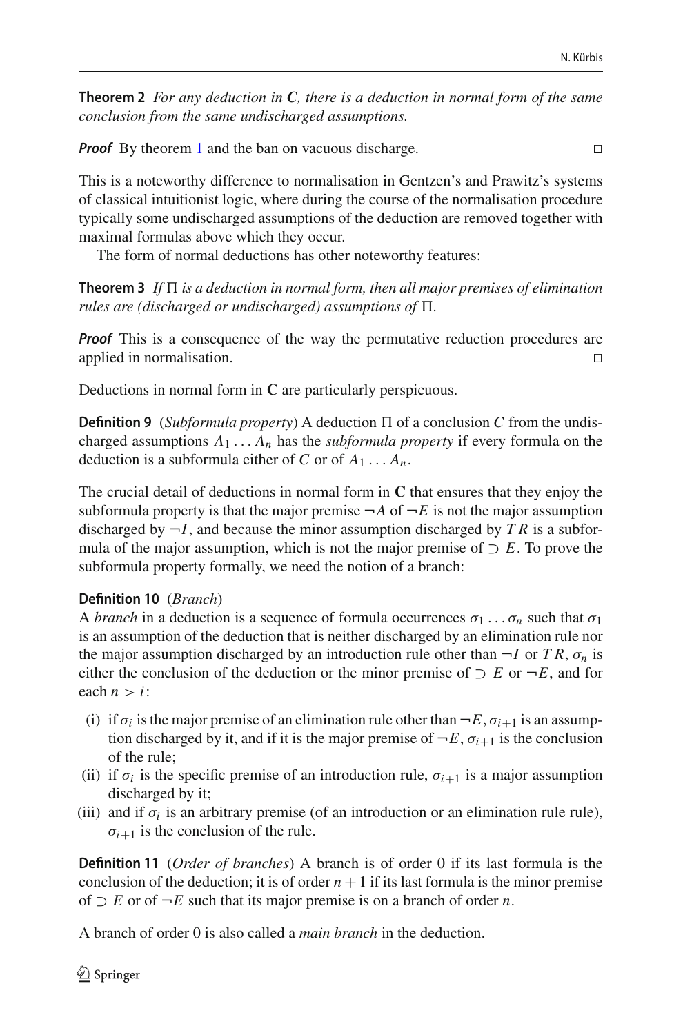**Theorem 2** *For any deduction in* **C***, there is a deduction in normal form of the same conclusion from the same undischarged assumptions.*

***Proof*** By theorem 1 and the ban on vacuous discharge. □

This is a noteworthy difference to normalisation in Gentzen's and Prawitz's systems of classical intuitionist logic, where during the course of the normalisation procedure typically some undischarged assumptions of the deduction are removed together with maximal formulas above which they occur.

The form of normal deductions has other noteworthy features:

**Theorem 3** *If* $\Pi$ *is a deduction in normal form, then all major premises of elimination rules are (discharged or undischarged) assumptions of* $\Pi$.

***Proof*** This is a consequence of the way the permutative reduction procedures are applied in normalisation. □

Deductions in normal form in **C** are particularly perspicuous.

**Definition 9** (*Subformula property*) A deduction $\Pi$ of a conclusion $C$ from the undischarged assumptions $A_1 \ldots A_n$ has the *subformula property* if every formula on the deduction is a subformula either of $C$ or of $A_1 \ldots A_n$.

The crucial detail of deductions in normal form in **C** that ensures that they enjoy the subformula property is that the major premise $\neg A$ of $\neg E$ is not the major assumption discharged by $\neg I$, and because the minor assumption discharged by $TR$ is a subformula of the major assumption, which is not the major premise of $\supset E$. To prove the subformula property formally, we need the notion of a branch:

**Definition 10** (*Branch*)
A *branch* in a deduction is a sequence of formula occurrences $\sigma_1 \ldots \sigma_n$ such that $\sigma_1$ is an assumption of the deduction that is neither discharged by an elimination rule nor the major assumption discharged by an introduction rule other than $\neg I$ or $TR$, $\sigma_n$ is either the conclusion of the deduction or the minor premise of $\supset E$ or $\neg E$, and for each $n > i$:

- (i) if $\sigma_i$ is the major premise of an elimination rule other than $\neg E$, $\sigma_{i+1}$ is an assumption discharged by it, and if it is the major premise of $\neg E$, $\sigma_{i+1}$ is the conclusion of the rule;
- (ii) if $\sigma_i$ is the specific premise of an introduction rule, $\sigma_{i+1}$ is a major assumption discharged by it;
- (iii) and if $\sigma_i$ is an arbitrary premise (of an introduction or an elimination rule rule), $\sigma_{i+1}$ is the conclusion of the rule.

**Definition 11** (*Order of branches*) A branch is of order 0 if its last formula is the conclusion of the deduction; it is of order $n+1$ if its last formula is the minor premise of $\supset E$ or of $\neg E$ such that its major premise is on a branch of order $n$.

A branch of order 0 is also called a *main branch* in the deduction.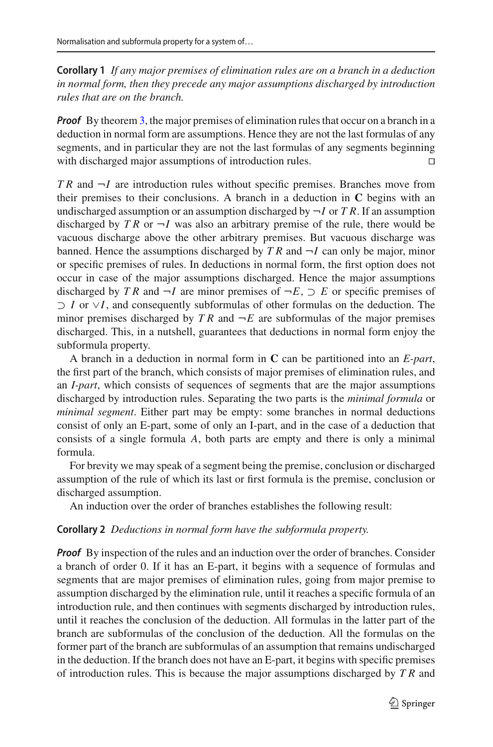**Corollary 1** *If any major premises of elimination rules are on a branch in a deduction in normal form, then they precede any major assumptions discharged by introduction rules that are on the branch.*

***Proof*** By theorem 3, the major premises of elimination rules that occur on a branch in a deduction in normal form are assumptions. Hence they are not the last formulas of any segments, and in particular they are not the last formulas of any segments beginning with discharged major assumptions of introduction rules. □

$TR$ and $\neg I$ are introduction rules without specific premises. Branches move from their premises to their conclusions. A branch in a deduction in **C** begins with an undischarged assumption or an assumption discharged by $\neg I$ or $TR$. If an assumption discharged by $TR$ or $\neg I$ was also an arbitrary premise of the rule, there would be vacuous discharge above the other arbitrary premises. But vacuous discharge was banned. Hence the assumptions discharged by $TR$ and $\neg I$ can only be major, minor or specific premises of rules. In deductions in normal form, the first option does not occur in case of the major assumptions discharged. Hence the major assumptions discharged by $TR$ and $\neg I$ are minor premises of $\neg E$, $\supset E$ or specific premises of $\supset I$ or $\vee I$, and consequently subformulas of other formulas on the deduction. The minor premises discharged by $TR$ and $\neg E$ are subformulas of the major premises discharged. This, in a nutshell, guarantees that deductions in normal form enjoy the subformula property.

A branch in a deduction in normal form in **C** can be partitioned into an *E-part*, the first part of the branch, which consists of major premises of elimination rules, and an *I-part*, which consists of sequences of segments that are the major assumptions discharged by introduction rules. Separating the two parts is the *minimal formula* or *minimal segment*. Either part may be empty: some branches in normal deductions consist of only an E-part, some of only an I-part, and in the case of a deduction that consists of a single formula $A$, both parts are empty and there is only a minimal formula.

For brevity we may speak of a segment being the premise, conclusion or discharged assumption of the rule of which its last or first formula is the premise, conclusion or discharged assumption.

An induction over the order of branches establishes the following result:

**Corollary 2** *Deductions in normal form have the subformula property.*

***Proof*** By inspection of the rules and an induction over the order of branches. Consider a branch of order 0. If it has an E-part, it begins with a sequence of formulas and segments that are major premises of elimination rules, going from major premise to assumption discharged by the elimination rule, until it reaches a specific formula of an introduction rule, and then continues with segments discharged by introduction rules, until it reaches the conclusion of the deduction. All formulas in the latter part of the branch are subformulas of the conclusion of the deduction. All the formulas on the former part of the branch are subformulas of an assumption that remains undischarged in the deduction. If the branch does not have an E-part, it begins with specific premises of introduction rules. This is because the major assumptions discharged by $TR$ and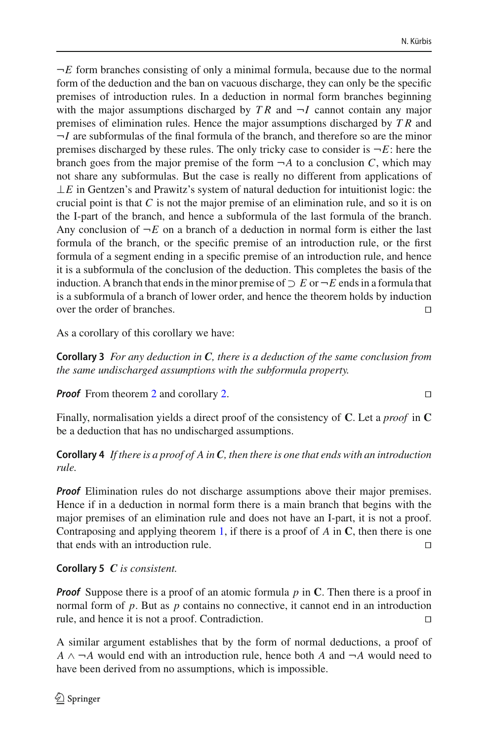$\neg E$ form branches consisting of only a minimal formula, because due to the normal form of the deduction and the ban on vacuous discharge, they can only be the specific premises of introduction rules. In a deduction in normal form branches beginning with the major assumptions discharged by $TR$ and $\neg I$ cannot contain any major premises of elimination rules. Hence the major assumptions discharged by $TR$ and $\neg I$ are subformulas of the final formula of the branch, and therefore so are the minor premises discharged by these rules. The only tricky case to consider is $\neg E$: here the branch goes from the major premise of the form $\neg A$ to a conclusion $C$, which may not share any subformulas. But the case is really no different from applications of $\bot E$ in Gentzen's and Prawitz's system of natural deduction for intuitionist logic: the crucial point is that $C$ is not the major premise of an elimination rule, and so it is on the I-part of the branch, and hence a subformula of the last formula of the branch. Any conclusion of $\neg E$ on a branch of a deduction in normal form is either the last formula of the branch, or the specific premise of an introduction rule, or the first formula of a segment ending in a specific premise of an introduction rule, and hence it is a subformula of the conclusion of the deduction. This completes the basis of the induction. A branch that ends in the minor premise of $\supset E$ or $\neg E$ ends in a formula that is a subformula of a branch of lower order, and hence the theorem holds by induction over the order of branches. □

As a corollary of this corollary we have:

**Corollary 3** *For any deduction in* **C***, there is a deduction of the same conclusion from the same undischarged assumptions with the subformula property.*

***Proof*** From theorem 2 and corollary 2. □

Finally, normalisation yields a direct proof of the consistency of **C**. Let a *proof* in **C** be a deduction that has no undischarged assumptions.

**Corollary 4** *If there is a proof of $A$ in* **C***, then there is one that ends with an introduction rule.*

***Proof*** Elimination rules do not discharge assumptions above their major premises. Hence if in a deduction in normal form there is a main branch that begins with the major premises of an elimination rule and does not have an I-part, it is not a proof. Contraposing and applying theorem 1, if there is a proof of $A$ in **C**, then there is one that ends with an introduction rule. □

**Corollary 5** **C** *is consistent.*

***Proof*** Suppose there is a proof of an atomic formula $p$ in **C**. Then there is a proof in normal form of $p$. But as $p$ contains no connective, it cannot end in an introduction rule, and hence it is not a proof. Contradiction. □

A similar argument establishes that by the form of normal deductions, a proof of $A \wedge \neg A$ would end with an introduction rule, hence both $A$ and $\neg A$ would need to have been derived from no assumptions, which is impossible.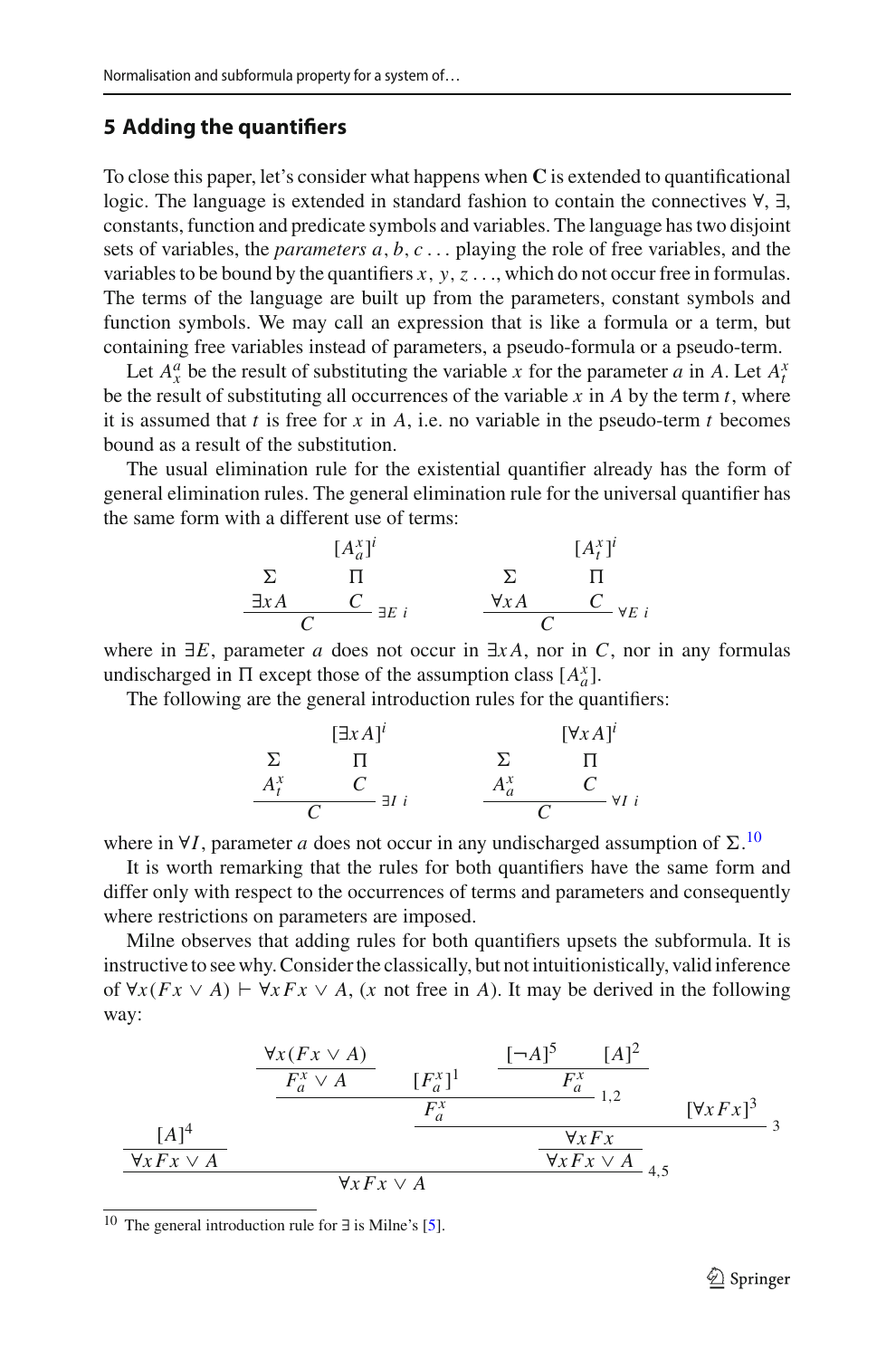## 5 Adding the quantifiers

To close this paper, let's consider what happens when **C** is extended to quantificational logic. The language is extended in standard fashion to contain the connectives ∀, ∃, constants, function and predicate symbols and variables. The language has two disjoint sets of variables, the *parameters* $a, b, c \ldots$ playing the role of free variables, and the variables to be bound by the quantifiers $x, y, z \ldots$, which do not occur free in formulas. The terms of the language are built up from the parameters, constant symbols and function symbols. We may call an expression that is like a formula or a term, but containing free variables instead of parameters, a pseudo-formula or a pseudo-term.

Let $A^a_x$ be the result of substituting the variable $x$ for the parameter $a$ in $A$. Let $A^x_t$ be the result of substituting all occurrences of the variable $x$ in $A$ by the term $t$, where it is assumed that $t$ is free for $x$ in $A$, i.e. no variable in the pseudo-term $t$ becomes bound as a result of the substitution.

The usual elimination rule for the existential quantifier already has the form of general elimination rules. The general elimination rule for the universal quantifier has the same form with a different use of terms:

$$
\dfrac{\begin{matrix} \\ \Sigma \\ \exists x A \end{matrix} \qquad \begin{matrix} [A^x_a]^i \\ \Pi \\ C \end{matrix}}{C}\ \exists E\ i
\qquad\qquad
\dfrac{\begin{matrix} \\ \Sigma \\ \forall x A \end{matrix} \qquad \begin{matrix} [A^x_t]^i \\ \Pi \\ C \end{matrix}}{C}\ \forall E\ i
$$

where in $\exists E$, parameter $a$ does not occur in $\exists x A$, nor in $C$, nor in any formulas undischarged in $\Pi$ except those of the assumption class $[A^x_a]$.

The following are the general introduction rules for the quantifiers:

$$
\dfrac{\begin{matrix} \\ \Sigma \\ A^x_t \end{matrix} \qquad \begin{matrix} [\exists x A]^i \\ \Pi \\ C \end{matrix}}{C}\ \exists I\ i
\qquad\qquad
\dfrac{\begin{matrix} \\ \Sigma \\ A^x_a \end{matrix} \qquad \begin{matrix} [\forall x A]^i \\ \Pi \\ C \end{matrix}}{C}\ \forall I\ i
$$

where in $\forall I$, parameter $a$ does not occur in any undischarged assumption of $\Sigma$.[10]

It is worth remarking that the rules for both quantifiers have the same form and differ only with respect to the occurrences of terms and parameters and consequently where restrictions on parameters are imposed.

Milne observes that adding rules for both quantifiers upsets the subformula. It is instructive to see why. Consider the classically, but not intuitionistically, valid inference of $\forall x(Fx \vee A) \vdash \forall x Fx \vee A$, ($x$ not free in $A$). It may be derived in the following way:

$$
\dfrac{\dfrac{[A]^4}{\forall x Fx \vee A} \qquad \dfrac{\dfrac{\forall x(Fx \vee A)}{F^x_a \vee A} \qquad [F^x_a]^1 \qquad \dfrac{[\neg A]^5 \qquad [A]^2}{F^x_a}}{F^x_a}\,1,2 \qquad [\forall x Fx]^3}{\dfrac{\forall x Fx}{\forall x Fx \vee A}}\,3}{\forall x Fx \vee A}\,4,5
$$

---

[10] The general introduction rule for ∃ is Milne's [5].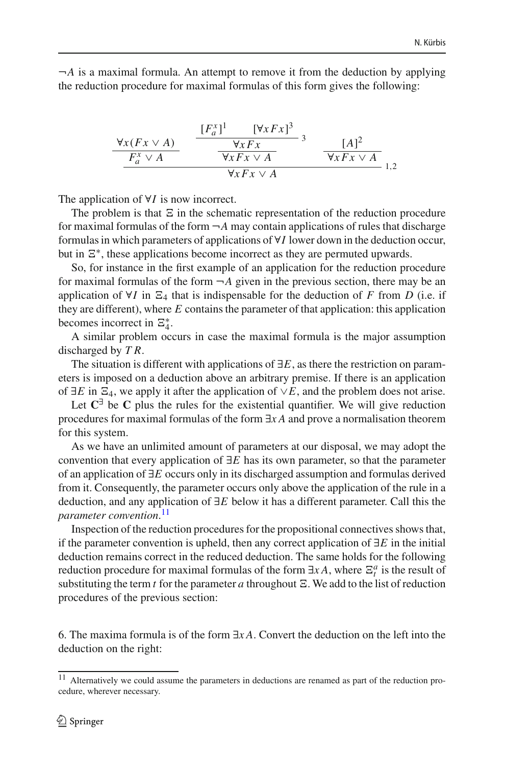$\neg A$ is a maximal formula. An attempt to remove it from the deduction by applying the reduction procedure for maximal formulas of this form gives the following:

$$
\dfrac{\dfrac{\forall x(Fx \vee A)}{F_a^x \vee A} \qquad \dfrac{\dfrac{[F_a^x]^1 \qquad [\forall x Fx]^3}{\forall x Fx}\,3}{\forall x Fx \vee A} \qquad \dfrac{[A]^2}{\forall x Fx \vee A}}{\forall x Fx \vee A}\,1,2
$$

The application of $\forall I$ is now incorrect.

The problem is that $\Xi$ in the schematic representation of the reduction procedure for maximal formulas of the form $\neg A$ may contain applications of rules that discharge formulas in which parameters of applications of $\forall I$ lower down in the deduction occur, but in $\Xi^*$, these applications become incorrect as they are permuted upwards.

So, for instance in the first example of an application for the reduction procedure for maximal formulas of the form $\neg A$ given in the previous section, there may be an application of $\forall I$ in $\Xi_4$ that is indispensable for the deduction of $F$ from $D$ (i.e. if they are different), where $E$ contains the parameter of that application: this application becomes incorrect in $\Xi_4^*$.

A similar problem occurs in case the maximal formula is the major assumption discharged by $TR$.

The situation is different with applications of $\exists E$, as there the restriction on parameters is imposed on a deduction above an arbitrary premise. If there is an application of $\exists E$ in $\Xi_4$, we apply it after the application of $\vee E$, and the problem does not arise.

Let $\mathbf{C}^{\exists}$ be $\mathbf{C}$ plus the rules for the existential quantifier. We will give reduction procedures for maximal formulas of the form $\exists x A$ and prove a normalisation theorem for this system.

As we have an unlimited amount of parameters at our disposal, we may adopt the convention that every application of $\exists E$ has its own parameter, so that the parameter of an application of $\exists E$ occurs only in its discharged assumption and formulas derived from it. Consequently, the parameter occurs only above the application of the rule in a deduction, and any application of $\exists E$ below it has a different parameter. Call this the *parameter convention*.[11]

Inspection of the reduction procedures for the propositional connectives shows that, if the parameter convention is upheld, then any correct application of $\exists E$ in the initial deduction remains correct in the reduced deduction. The same holds for the following reduction procedure for maximal formulas of the form $\exists x A$, where $\Xi_t^a$ is the result of substituting the term $t$ for the parameter $a$ throughout $\Xi$. We add to the list of reduction procedures of the previous section:

6. The maxima formula is of the form $\exists x A$. Convert the deduction on the left into the deduction on the right:

[11] Alternatively we could assume the parameters in deductions are renamed as part of the reduction procedure, wherever necessary.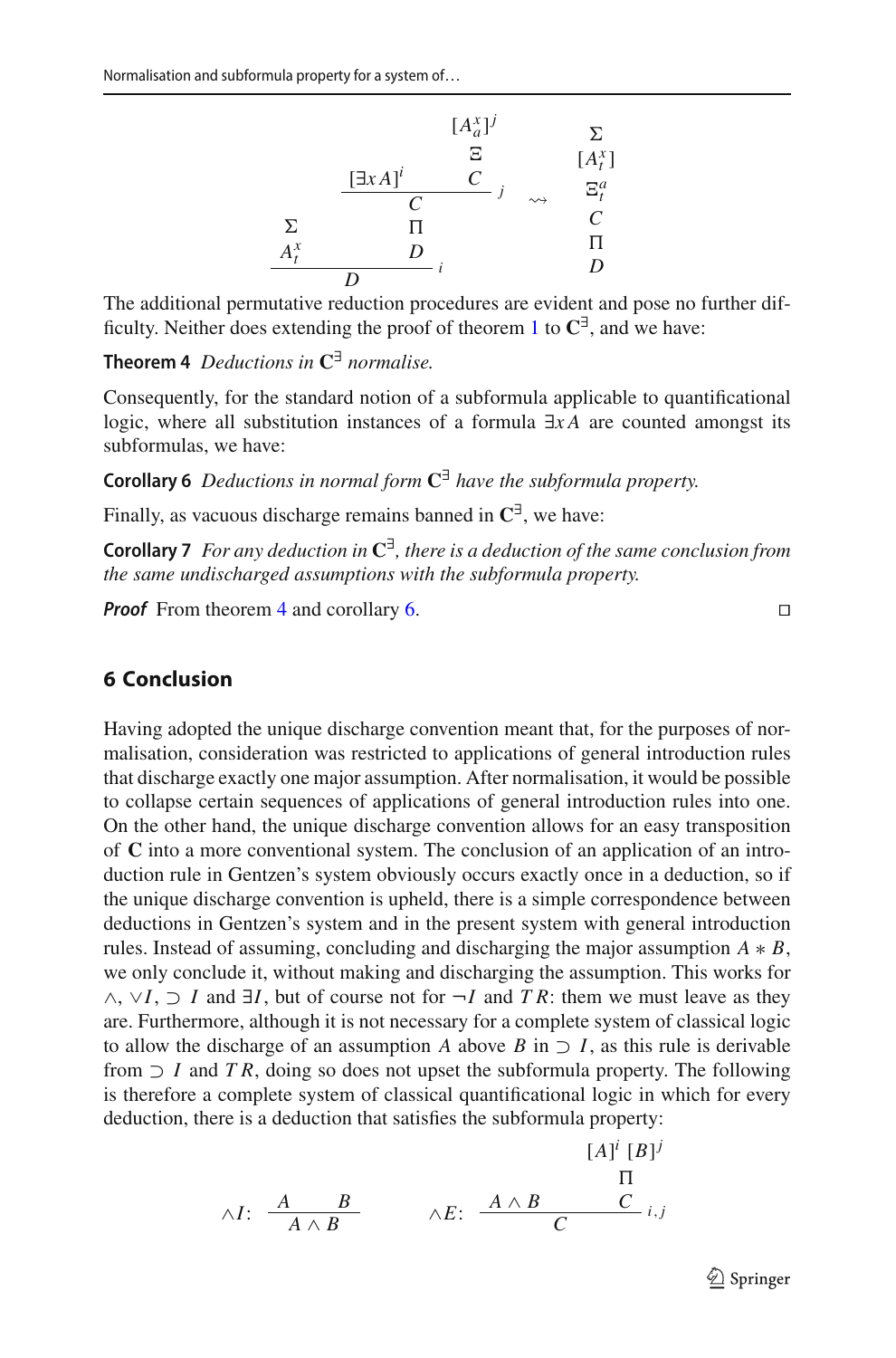$$
\dfrac{\begin{array}{c}\Sigma \\ A^x_t\end{array} \qquad \begin{array}{c} \dfrac{[\exists x A]^i \qquad \begin{array}{c}[A^x_a]^j \\ \Xi \\ C\end{array}}{C}\,j \\ \Pi \\ D \end{array}}{D}\,i
\quad \rightsquigarrow \quad
\begin{array}{c}\Sigma \\ [A^x_t] \\ \Xi^a_t \\ C \\ \Pi \\ D\end{array}
$$

The additional permutative reduction procedures are evident and pose no further difficulty. Neither does extending the proof of theorem 1 to $\mathbf{C}^\exists$, and we have:

**Theorem 4** *Deductions in* $\mathbf{C}^\exists$ *normalise.*

Consequently, for the standard notion of a subformula applicable to quantificational logic, where all substitution instances of a formula $\exists x A$ are counted amongst its subformulas, we have:

**Corollary 6** *Deductions in normal form* $\mathbf{C}^\exists$ *have the subformula property.*

Finally, as vacuous discharge remains banned in $\mathbf{C}^\exists$, we have:

**Corollary 7** *For any deduction in* $\mathbf{C}^\exists$*, there is a deduction of the same conclusion from the same undischarged assumptions with the subformula property.*

***Proof*** From theorem 4 and corollary 6. □

## 6 Conclusion

Having adopted the unique discharge convention meant that, for the purposes of normalisation, consideration was restricted to applications of general introduction rules that discharge exactly one major assumption. After normalisation, it would be possible to collapse certain sequences of applications of general introduction rules into one. On the other hand, the unique discharge convention allows for an easy transposition of $\mathbf{C}$ into a more conventional system. The conclusion of an application of an introduction rule in Gentzen's system obviously occurs exactly once in a deduction, so if the unique discharge convention is upheld, there is a simple correspondence between deductions in Gentzen's system and in the present system with general introduction rules. Instead of assuming, concluding and discharging the major assumption $A * B$, we only conclude it, without making and discharging the assumption. This works for $\wedge$, $\vee I$, $\supset I$ and $\exists I$, but of course not for $\neg I$ and $TR$: them we must leave as they are. Furthermore, although it is not necessary for a complete system of classical logic to allow the discharge of an assumption $A$ above $B$ in $\supset I$, as this rule is derivable from $\supset I$ and $TR$, doing so does not upset the subformula property. The following is therefore a complete system of classical quantificational logic in which for every deduction, there is a deduction that satisfies the subformula property:

$$
\wedge I\colon\ \dfrac{A \qquad B}{A \wedge B} \qquad\qquad \wedge E\colon\ \dfrac{A \wedge B \qquad \begin{array}{c}[A]^i\ [B]^j \\ \Pi \\ C\end{array}}{C}\,i,j
$$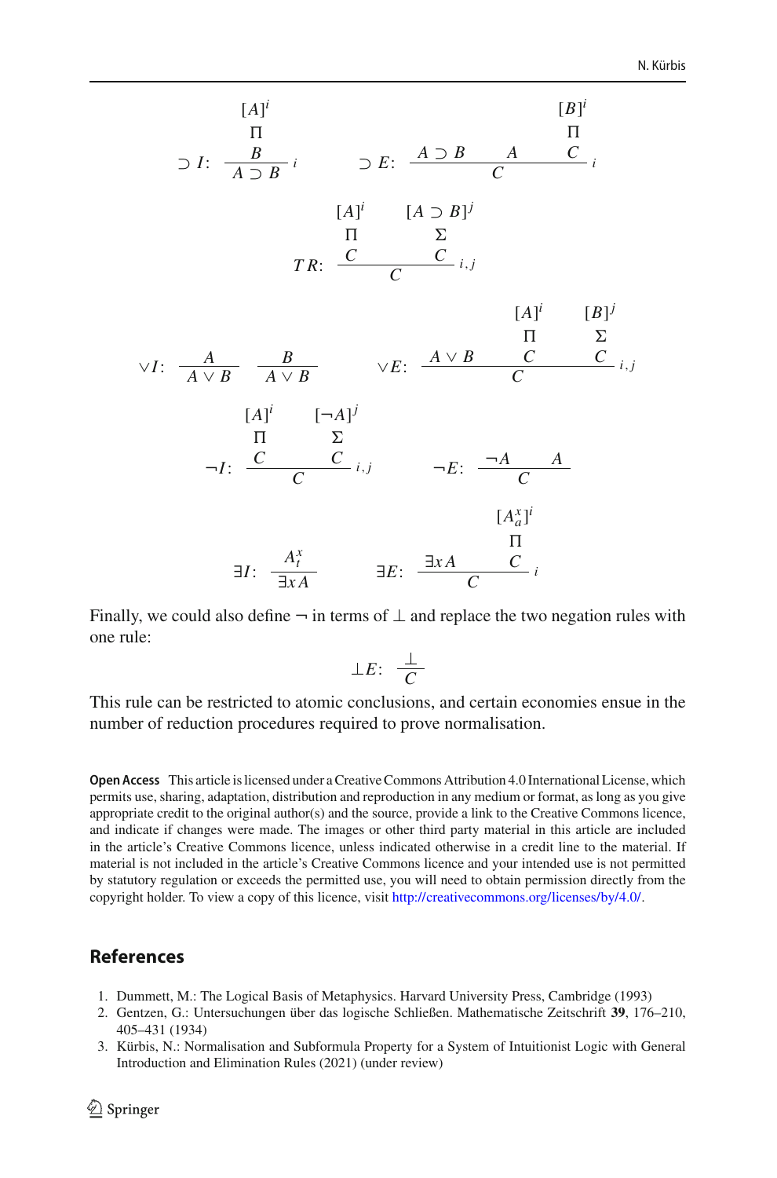$$\supset I\colon \ \frac{\begin{array}{c}[A]^i\\ \Pi\\ B\end{array}}{A \supset B}\,i \qquad \supset E\colon \ \frac{A \supset B \qquad A \qquad \begin{array}{c}[B]^i\\ \Pi\\ C\end{array}}{C}\,i$$

$$TR\colon \ \frac{\begin{array}{c}[A]^i\\ \Pi\\ C\end{array} \qquad \begin{array}{c}[A \supset B]^j\\ \Sigma\\ C\end{array}}{C}\,i,j$$

$$\vee I\colon \ \frac{A}{A \vee B} \quad \frac{B}{A \vee B} \qquad \vee E\colon \ \frac{A \vee B \qquad \begin{array}{c}[A]^i\\ \Pi\\ C\end{array} \qquad \begin{array}{c}[B]^j\\ \Sigma\\ C\end{array}}{C}\,i,j$$

$$\neg I\colon \ \frac{\begin{array}{c}[A]^i\\ \Pi\\ C\end{array} \qquad \begin{array}{c}[\neg A]^j\\ \Sigma\\ C\end{array}}{C}\,i,j \qquad \neg E\colon \ \frac{\neg A \qquad A}{C}$$

$$\exists I\colon \ \frac{A^x_t}{\exists x A} \qquad \exists E\colon \ \frac{\exists x A \qquad \begin{array}{c}[A^x_a]^i\\ \Pi\\ C\end{array}}{C}\,i$$

Finally, we could also define $\neg$ in terms of $\bot$ and replace the two negation rules with one rule:

$$\bot E\colon \ \frac{\bot}{C}$$

This rule can be restricted to atomic conclusions, and certain economies ensue in the number of reduction procedures required to prove normalisation.

**Open Access** This article is licensed under a Creative Commons Attribution 4.0 International License, which permits use, sharing, adaptation, distribution and reproduction in any medium or format, as long as you give appropriate credit to the original author(s) and the source, provide a link to the Creative Commons licence, and indicate if changes were made. The images or other third party material in this article are included in the article's Creative Commons licence, unless indicated otherwise in a credit line to the material. If material is not included in the article's Creative Commons licence and your intended use is not permitted by statutory regulation or exceeds the permitted use, you will need to obtain permission directly from the copyright holder. To view a copy of this licence, visit http://creativecommons.org/licenses/by/4.0/.

## References

1. Dummett, M.: The Logical Basis of Metaphysics. Harvard University Press, Cambridge (1993)
2. Gentzen, G.: Untersuchungen über das logische Schließen. Mathematische Zeitschrift **39**, 176–210, 405–431 (1934)
3. Kürbis, N.: Normalisation and Subformula Property for a System of Intuitionist Logic with General Introduction and Elimination Rules (2021) (under review)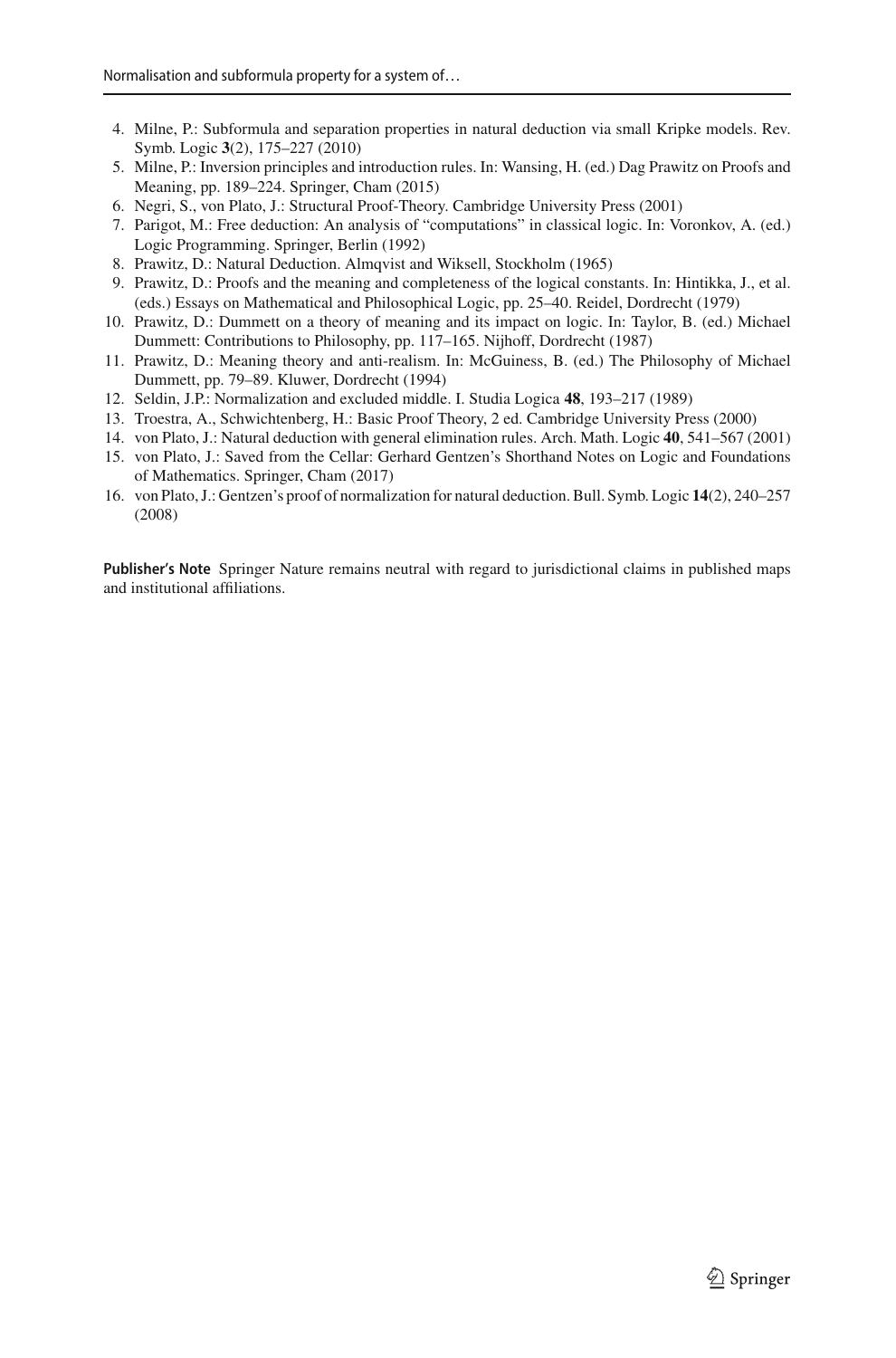4. Milne, P.: Subformula and separation properties in natural deduction via small Kripke models. Rev. Symb. Logic **3**(2), 175–227 (2010)
5. Milne, P.: Inversion principles and introduction rules. In: Wansing, H. (ed.) Dag Prawitz on Proofs and Meaning, pp. 189–224. Springer, Cham (2015)
6. Negri, S., von Plato, J.: Structural Proof-Theory. Cambridge University Press (2001)
7. Parigot, M.: Free deduction: An analysis of "computations" in classical logic. In: Voronkov, A. (ed.) Logic Programming. Springer, Berlin (1992)
8. Prawitz, D.: Natural Deduction. Almqvist and Wiksell, Stockholm (1965)
9. Prawitz, D.: Proofs and the meaning and completeness of the logical constants. In: Hintikka, J., et al. (eds.) Essays on Mathematical and Philosophical Logic, pp. 25–40. Reidel, Dordrecht (1979)
10. Prawitz, D.: Dummett on a theory of meaning and its impact on logic. In: Taylor, B. (ed.) Michael Dummett: Contributions to Philosophy, pp. 117–165. Nijhoff, Dordrecht (1987)
11. Prawitz, D.: Meaning theory and anti-realism. In: McGuiness, B. (ed.) The Philosophy of Michael Dummett, pp. 79–89. Kluwer, Dordrecht (1994)
12. Seldin, J.P.: Normalization and excluded middle. I. Studia Logica **48**, 193–217 (1989)
13. Troestra, A., Schwichtenberg, H.: Basic Proof Theory, 2 ed. Cambridge University Press (2000)
14. von Plato, J.: Natural deduction with general elimination rules. Arch. Math. Logic **40**, 541–567 (2001)
15. von Plato, J.: Saved from the Cellar: Gerhard Gentzen's Shorthand Notes on Logic and Foundations of Mathematics. Springer, Cham (2017)
16. von Plato, J.: Gentzen's proof of normalization for natural deduction. Bull. Symb. Logic **14**(2), 240–257 (2008)

**Publisher's Note** Springer Nature remains neutral with regard to jurisdictional claims in published maps and institutional affiliations.